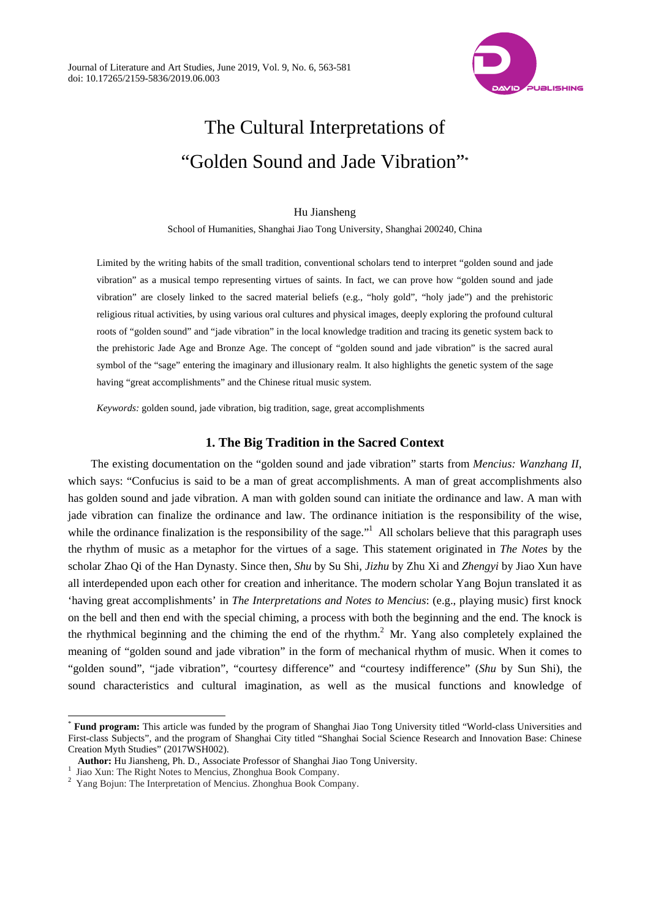# The Cultural Interpretations of "Golden Sound and Jade Vibration"*

Hu Jiansheng

School of Humanities, Shanghai Jiao Tong University, Shanghai 200240, China

Limited by the writing habits of the small tradition, conventional scholars tend to interpret "golden sound and jade vibration" as a musical tempo representing virtues of saints. In fact, we can prove how "golden sound and jade vibration" are closely linked to the sacred material beliefs (e.g., "holy gold", "holy jade") and the prehistoric religious ritual activities, by using various oral cultures and physical images, deeply exploring the profound cultural roots of "golden sound" and "jade vibration" in the local knowledge tradition and tracing its genetic system back to the prehistoric Jade Age and Bronze Age. The concept of "golden sound and jade vibration" is the sacred aural symbol of the "sage" entering the imaginary and illusionary realm. It also highlights the genetic system of the sage having "great accomplishments" and the Chinese ritual music system.

*Keywords:* golden sound, jade vibration, big tradition, sage, great accomplishments

## 1. The Big Tradition in the Sacred Context

The existing documentation on the "golden sound and jade vibration" starts from *Mencius: Wanzhang II*, which says: "Confucius is said to be a man of great accomplishments. A man of great accomplishments also has golden sound and jade vibration. A man with golden sound can initiate the ordinance and law. A man with jade vibration can finalize the ordinance and law. The ordinance initiation is the responsibility of the wise, while the ordinance finalization is the responsibility of the sage."[1] All scholars believe that this paragraph uses the rhythm of music as a metaphor for the virtues of a sage. This statement originated in *The Notes* by the scholar Zhao Qi of the Han Dynasty. Since then, *Shu* by Su Shi, *Jizhu* by Zhu Xi and *Zhengyi* by Jiao Xun have all interdepended upon each other for creation and inheritance. The modern scholar Yang Bojun translated it as 'having great accomplishments' in *The Interpretations and Notes to Mencius*: (e.g., playing music) first knock on the bell and then end with the special chiming, a process with both the beginning and the end. The knock is the rhythmical beginning and the chiming the end of the rhythm.[2] Mr. Yang also completely explained the meaning of "golden sound and jade vibration" in the form of mechanical rhythm of music. When it comes to "golden sound", "jade vibration", "courtesy difference" and "courtesy indifference" (*Shu* by Sun Shi), the sound characteristics and cultural imagination, as well as the musical functions and knowledge of

---

* **Fund program:** This article was funded by the program of Shanghai Jiao Tong University titled "World-class Universities and First-class Subjects", and the program of Shanghai City titled "Shanghai Social Science Research and Innovation Base: Chinese Creation Myth Studies" (2017WSH002).

**Author:** Hu Jiansheng, Ph. D., Associate Professor of Shanghai Jiao Tong University.

[1] Jiao Xun: The Right Notes to Mencius, Zhonghua Book Company.

[2] Yang Bojun: The Interpretation of Mencius. Zhonghua Book Company.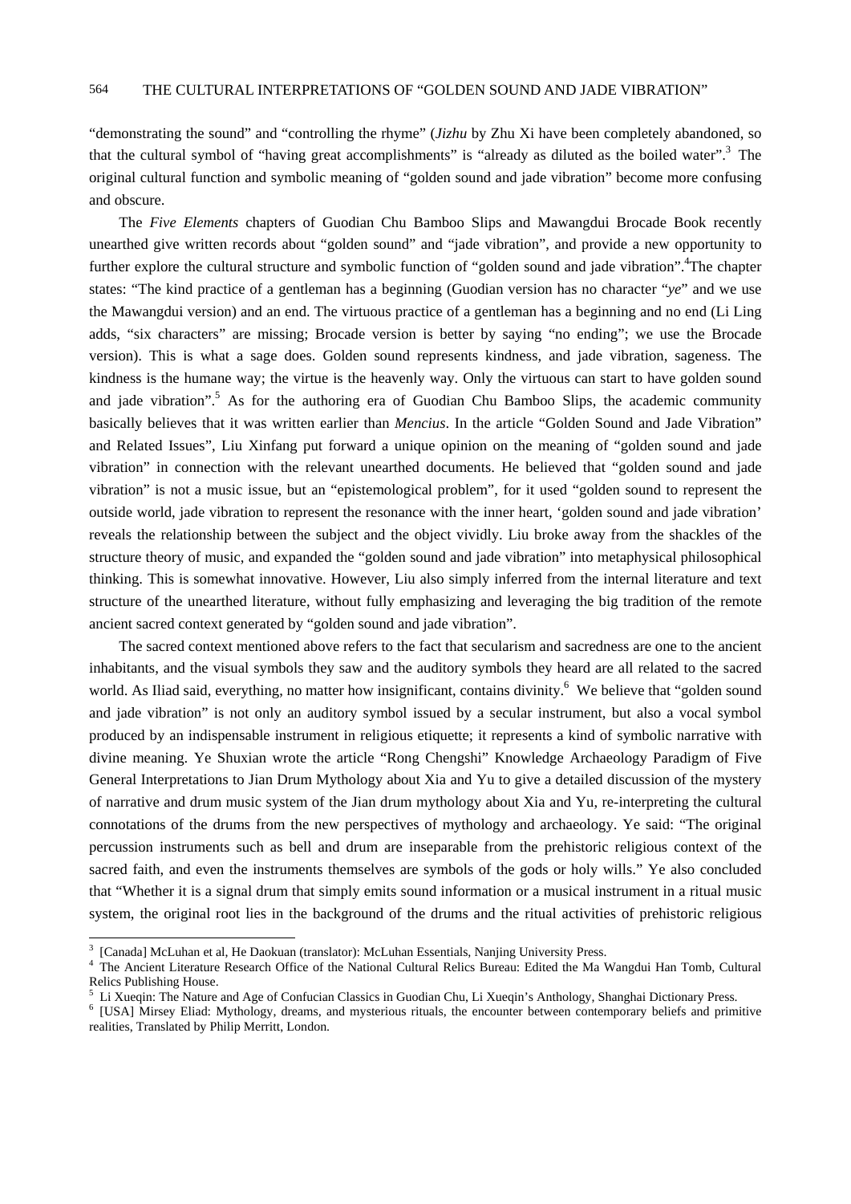"demonstrating the sound" and "controlling the rhyme" (*Jizhu* by Zhu Xi have been completely abandoned, so that the cultural symbol of "having great accomplishments" is "already as diluted as the boiled water".[3] The original cultural function and symbolic meaning of "golden sound and jade vibration" become more confusing and obscure.

The *Five Elements* chapters of Guodian Chu Bamboo Slips and Mawangdui Brocade Book recently unearthed give written records about "golden sound" and "jade vibration", and provide a new opportunity to further explore the cultural structure and symbolic function of "golden sound and jade vibration".[4]The chapter states: "The kind practice of a gentleman has a beginning (Guodian version has no character "*ye*" and we use the Mawangdui version) and an end. The virtuous practice of a gentleman has a beginning and no end (Li Ling adds, "six characters" are missing; Brocade version is better by saying "no ending"; we use the Brocade version). This is what a sage does. Golden sound represents kindness, and jade vibration, sageness. The kindness is the humane way; the virtue is the heavenly way. Only the virtuous can start to have golden sound and jade vibration".[5] As for the authoring era of Guodian Chu Bamboo Slips, the academic community basically believes that it was written earlier than *Mencius*. In the article "Golden Sound and Jade Vibration" and Related Issues", Liu Xinfang put forward a unique opinion on the meaning of "golden sound and jade vibration" in connection with the relevant unearthed documents. He believed that "golden sound and jade vibration" is not a music issue, but an "epistemological problem", for it used "golden sound to represent the outside world, jade vibration to represent the resonance with the inner heart, 'golden sound and jade vibration' reveals the relationship between the subject and the object vividly. Liu broke away from the shackles of the structure theory of music, and expanded the "golden sound and jade vibration" into metaphysical philosophical thinking. This is somewhat innovative. However, Liu also simply inferred from the internal literature and text structure of the unearthed literature, without fully emphasizing and leveraging the big tradition of the remote ancient sacred context generated by "golden sound and jade vibration".

The sacred context mentioned above refers to the fact that secularism and sacredness are one to the ancient inhabitants, and the visual symbols they saw and the auditory symbols they heard are all related to the sacred world. As Iliad said, everything, no matter how insignificant, contains divinity.[6] We believe that "golden sound and jade vibration" is not only an auditory symbol issued by a secular instrument, but also a vocal symbol produced by an indispensable instrument in religious etiquette; it represents a kind of symbolic narrative with divine meaning. Ye Shuxian wrote the article "Rong Chengshi" Knowledge Archaeology Paradigm of Five General Interpretations to Jian Drum Mythology about Xia and Yu to give a detailed discussion of the mystery of narrative and drum music system of the Jian drum mythology about Xia and Yu, re-interpreting the cultural connotations of the drums from the new perspectives of mythology and archaeology. Ye said: "The original percussion instruments such as bell and drum are inseparable from the prehistoric religious context of the sacred faith, and even the instruments themselves are symbols of the gods or holy wills." Ye also concluded that "Whether it is a signal drum that simply emits sound information or a musical instrument in a ritual music system, the original root lies in the background of the drums and the ritual activities of prehistoric religious

---

[3] [Canada] McLuhan et al, He Daokuan (translator): McLuhan Essentials, Nanjing University Press.

[4] The Ancient Literature Research Office of the National Cultural Relics Bureau: Edited the Ma Wangdui Han Tomb, Cultural Relics Publishing House.

[5] Li Xueqin: The Nature and Age of Confucian Classics in Guodian Chu, Li Xueqin's Anthology, Shanghai Dictionary Press.

[6] [USA] Mirsey Eliad: Mythology, dreams, and mysterious rituals, the encounter between contemporary beliefs and primitive realities, Translated by Philip Merritt, London.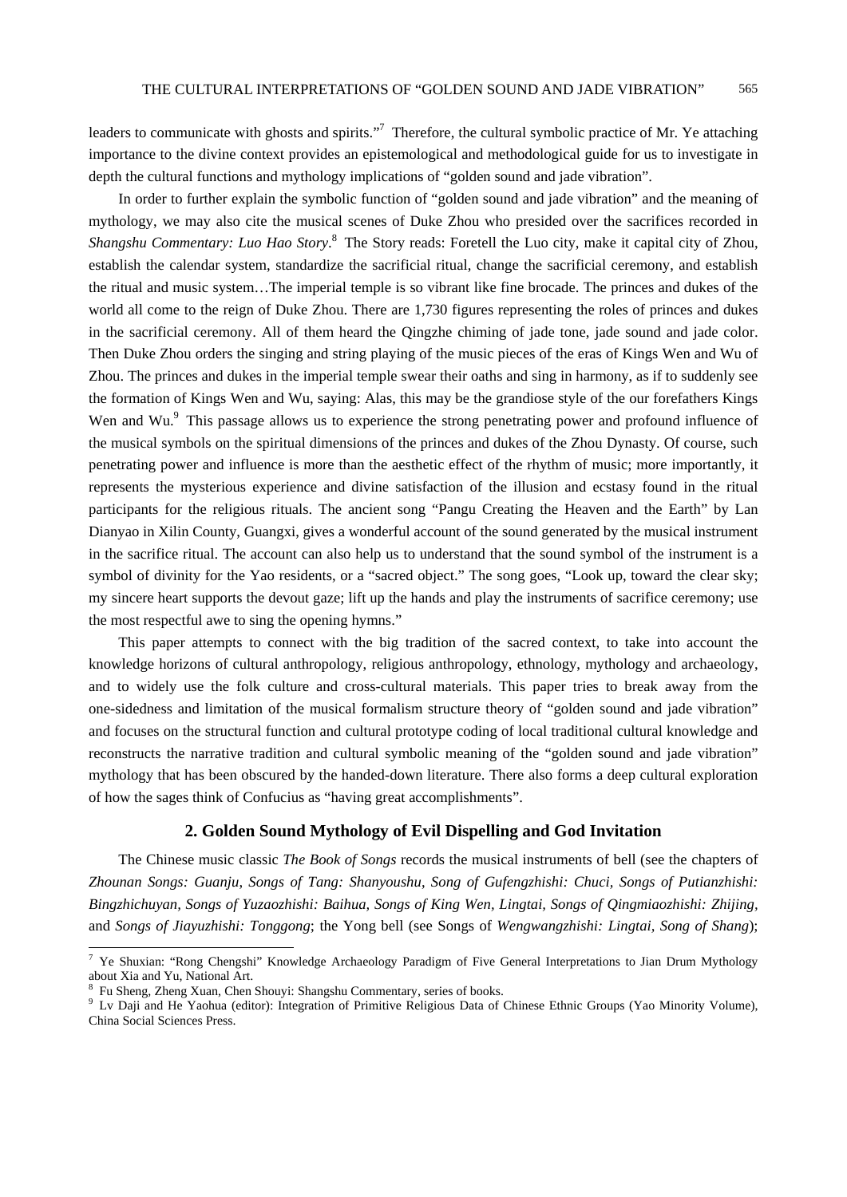leaders to communicate with ghosts and spirits."[7] Therefore, the cultural symbolic practice of Mr. Ye attaching importance to the divine context provides an epistemological and methodological guide for us to investigate in depth the cultural functions and mythology implications of "golden sound and jade vibration".

In order to further explain the symbolic function of "golden sound and jade vibration" and the meaning of mythology, we may also cite the musical scenes of Duke Zhou who presided over the sacrifices recorded in *Shangshu Commentary: Luo Hao Story*.[8] The Story reads: Foretell the Luo city, make it capital city of Zhou, establish the calendar system, standardize the sacrificial ritual, change the sacrificial ceremony, and establish the ritual and music system…The imperial temple is so vibrant like fine brocade. The princes and dukes of the world all come to the reign of Duke Zhou. There are 1,730 figures representing the roles of princes and dukes in the sacrificial ceremony. All of them heard the Qingzhe chiming of jade tone, jade sound and jade color. Then Duke Zhou orders the singing and string playing of the music pieces of the eras of Kings Wen and Wu of Zhou. The princes and dukes in the imperial temple swear their oaths and sing in harmony, as if to suddenly see the formation of Kings Wen and Wu, saying: Alas, this may be the grandiose style of the our forefathers Kings Wen and Wu.[9] This passage allows us to experience the strong penetrating power and profound influence of the musical symbols on the spiritual dimensions of the princes and dukes of the Zhou Dynasty. Of course, such penetrating power and influence is more than the aesthetic effect of the rhythm of music; more importantly, it represents the mysterious experience and divine satisfaction of the illusion and ecstasy found in the ritual participants for the religious rituals. The ancient song "Pangu Creating the Heaven and the Earth" by Lan Dianyao in Xilin County, Guangxi, gives a wonderful account of the sound generated by the musical instrument in the sacrifice ritual. The account can also help us to understand that the sound symbol of the instrument is a symbol of divinity for the Yao residents, or a "sacred object." The song goes, "Look up, toward the clear sky; my sincere heart supports the devout gaze; lift up the hands and play the instruments of sacrifice ceremony; use the most respectful awe to sing the opening hymns."

This paper attempts to connect with the big tradition of the sacred context, to take into account the knowledge horizons of cultural anthropology, religious anthropology, ethnology, mythology and archaeology, and to widely use the folk culture and cross-cultural materials. This paper tries to break away from the one-sidedness and limitation of the musical formalism structure theory of "golden sound and jade vibration" and focuses on the structural function and cultural prototype coding of local traditional cultural knowledge and reconstructs the narrative tradition and cultural symbolic meaning of the "golden sound and jade vibration" mythology that has been obscured by the handed-down literature. There also forms a deep cultural exploration of how the sages think of Confucius as "having great accomplishments".

## 2. Golden Sound Mythology of Evil Dispelling and God Invitation

The Chinese music classic *The Book of Songs* records the musical instruments of bell (see the chapters of *Zhounan Songs: Guanju*, *Songs of Tang: Shanyoushu*, *Song of Gufengzhishi: Chuci*, *Songs of Putianzhishi: Bingzhichuyan, Songs of Yuzaozhishi: Baihua, Songs of King Wen, Lingtai, Songs of Qingmiaozhishi: Zhijing*, and *Songs of Jiayuzhishi: Tonggong*; the Yong bell (see Songs of *Wengwangzhishi: Lingtai, Song of Shang*);

---

[7] Ye Shuxian: "Rong Chengshi" Knowledge Archaeology Paradigm of Five General Interpretations to Jian Drum Mythology about Xia and Yu, National Art.

[8] Fu Sheng, Zheng Xuan, Chen Shouyi: Shangshu Commentary, series of books.

[9] Lv Daji and He Yaohua (editor): Integration of Primitive Religious Data of Chinese Ethnic Groups (Yao Minority Volume), China Social Sciences Press.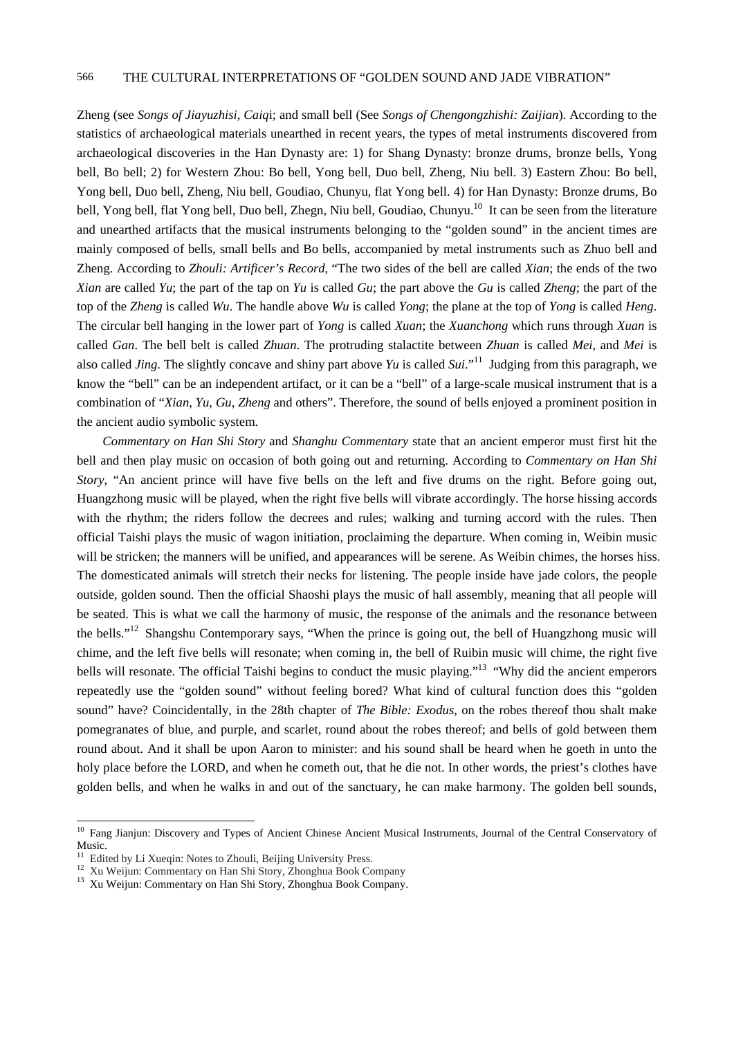Zheng (see *Songs of Jiayuzhisi, Caiqi*; and small bell (See *Songs of Chengongzhishi: Zaijian*). According to the statistics of archaeological materials unearthed in recent years, the types of metal instruments discovered from archaeological discoveries in the Han Dynasty are: 1) for Shang Dynasty: bronze drums, bronze bells, Yong bell, Bo bell; 2) for Western Zhou: Bo bell, Yong bell, Duo bell, Zheng, Niu bell. 3) Eastern Zhou: Bo bell, Yong bell, Duo bell, Zheng, Niu bell, Goudiao, Chunyu, flat Yong bell. 4) for Han Dynasty: Bronze drums, Bo bell, Yong bell, flat Yong bell, Duo bell, Zhegn, Niu bell, Goudiao, Chunyu.[10] It can be seen from the literature and unearthed artifacts that the musical instruments belonging to the "golden sound" in the ancient times are mainly composed of bells, small bells and Bo bells, accompanied by metal instruments such as Zhuo bell and Zheng. According to *Zhouli: Artificer's Record*, "The two sides of the bell are called *Xian*; the ends of the two *Xian* are called *Yu*; the part of the tap on *Yu* is called *Gu*; the part above the *Gu* is called *Zheng*; the part of the top of the *Zheng* is called *Wu*. The handle above *Wu* is called *Yong*; the plane at the top of *Yong* is called *Heng*. The circular bell hanging in the lower part of *Yong* is called *Xuan*; the *Xuanchong* which runs through *Xuan* is called *Gan*. The bell belt is called *Zhuan*. The protruding stalactite between *Zhuan* is called *Mei*, and *Mei* is also called *Jing*. The slightly concave and shiny part above *Yu* is called *Sui*."[11] Judging from this paragraph, we know the "bell" can be an independent artifact, or it can be a "bell" of a large-scale musical instrument that is a combination of "*Xian*, *Yu*, *Gu*, *Zheng* and others". Therefore, the sound of bells enjoyed a prominent position in the ancient audio symbolic system.

*Commentary on Han Shi Story* and *Shanghu Commentary* state that an ancient emperor must first hit the bell and then play music on occasion of both going out and returning. According to *Commentary on Han Shi Story*, "An ancient prince will have five bells on the left and five drums on the right. Before going out, Huangzhong music will be played, when the right five bells will vibrate accordingly. The horse hissing accords with the rhythm; the riders follow the decrees and rules; walking and turning accord with the rules. Then official Taishi plays the music of wagon initiation, proclaiming the departure. When coming in, Weibin music will be stricken; the manners will be unified, and appearances will be serene. As Weibin chimes, the horses hiss. The domesticated animals will stretch their necks for listening. The people inside have jade colors, the people outside, golden sound. Then the official Shaoshi plays the music of hall assembly, meaning that all people will be seated. This is what we call the harmony of music, the response of the animals and the resonance between the bells."[12] Shangshu Contemporary says, "When the prince is going out, the bell of Huangzhong music will chime, and the left five bells will resonate; when coming in, the bell of Ruibin music will chime, the right five bells will resonate. The official Taishi begins to conduct the music playing."[13] "Why did the ancient emperors repeatedly use the "golden sound" without feeling bored? What kind of cultural function does this "golden sound" have? Coincidentally, in the 28th chapter of *The Bible: Exodus*, on the robes thereof thou shalt make pomegranates of blue, and purple, and scarlet, round about the robes thereof; and bells of gold between them round about. And it shall be upon Aaron to minister: and his sound shall be heard when he goeth in unto the holy place before the LORD, and when he cometh out, that he die not. In other words, the priest's clothes have golden bells, and when he walks in and out of the sanctuary, he can make harmony. The golden bell sounds,

---

[10] Fang Jianjun: Discovery and Types of Ancient Chinese Ancient Musical Instruments, Journal of the Central Conservatory of Music.

[11] Edited by Li Xueqin: Notes to Zhouli, Beijing University Press.

[12] Xu Weijun: Commentary on Han Shi Story, Zhonghua Book Company

[13] Xu Weijun: Commentary on Han Shi Story, Zhonghua Book Company.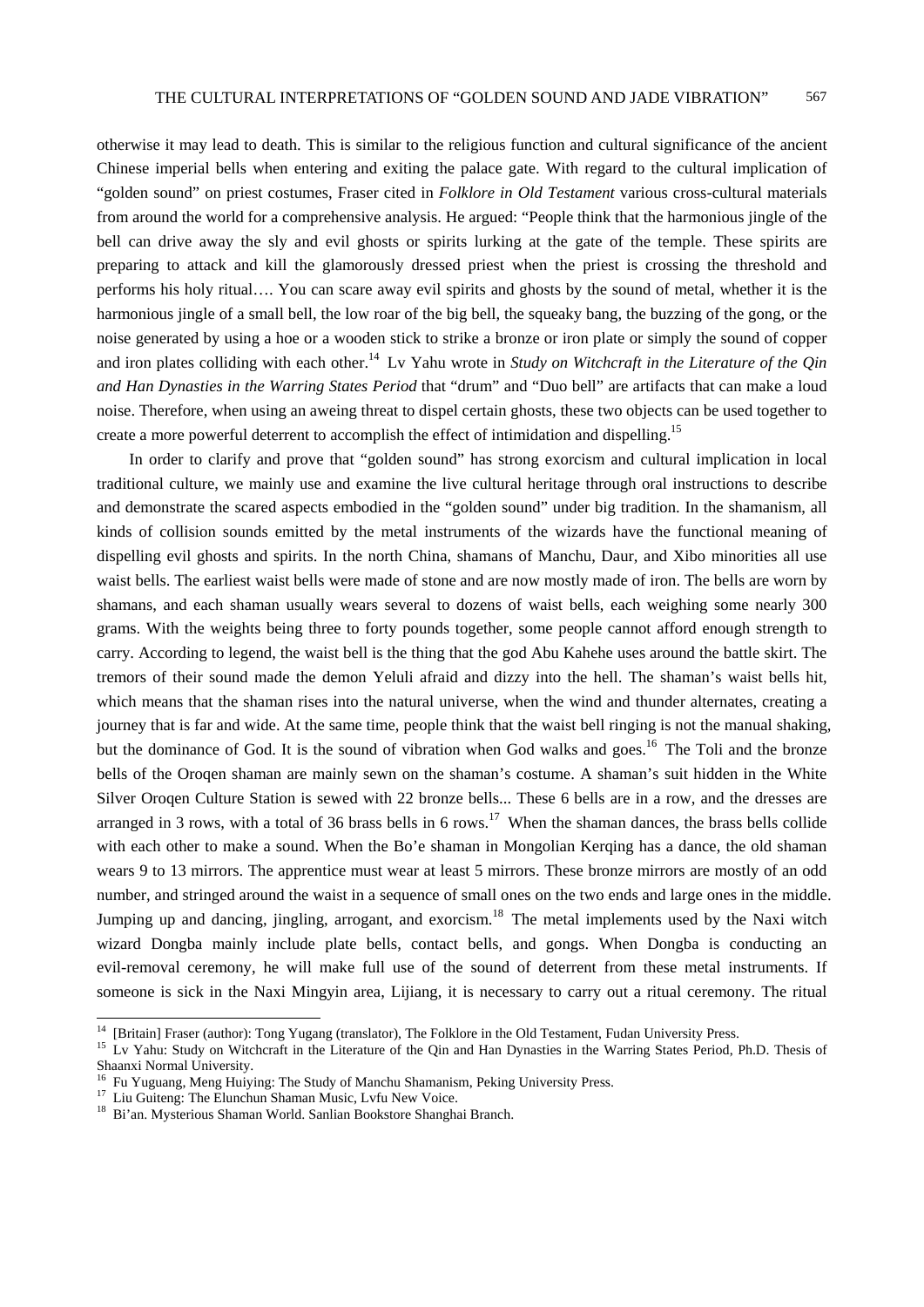otherwise it may lead to death. This is similar to the religious function and cultural significance of the ancient Chinese imperial bells when entering and exiting the palace gate. With regard to the cultural implication of "golden sound" on priest costumes, Fraser cited in *Folklore in Old Testament* various cross-cultural materials from around the world for a comprehensive analysis. He argued: "People think that the harmonious jingle of the bell can drive away the sly and evil ghosts or spirits lurking at the gate of the temple. These spirits are preparing to attack and kill the glamorously dressed priest when the priest is crossing the threshold and performs his holy ritual…. You can scare away evil spirits and ghosts by the sound of metal, whether it is the harmonious jingle of a small bell, the low roar of the big bell, the squeaky bang, the buzzing of the gong, or the noise generated by using a hoe or a wooden stick to strike a bronze or iron plate or simply the sound of copper and iron plates colliding with each other.[14] Lv Yahu wrote in *Study on Witchcraft in the Literature of the Qin and Han Dynasties in the Warring States Period* that "drum" and "Duo bell" are artifacts that can make a loud noise. Therefore, when using an aweing threat to dispel certain ghosts, these two objects can be used together to create a more powerful deterrent to accomplish the effect of intimidation and dispelling.[15]

In order to clarify and prove that "golden sound" has strong exorcism and cultural implication in local traditional culture, we mainly use and examine the live cultural heritage through oral instructions to describe and demonstrate the scared aspects embodied in the "golden sound" under big tradition. In the shamanism, all kinds of collision sounds emitted by the metal instruments of the wizards have the functional meaning of dispelling evil ghosts and spirits. In the north China, shamans of Manchu, Daur, and Xibo minorities all use waist bells. The earliest waist bells were made of stone and are now mostly made of iron. The bells are worn by shamans, and each shaman usually wears several to dozens of waist bells, each weighing some nearly 300 grams. With the weights being three to forty pounds together, some people cannot afford enough strength to carry. According to legend, the waist bell is the thing that the god Abu Kahehe uses around the battle skirt. The tremors of their sound made the demon Yeluli afraid and dizzy into the hell. The shaman's waist bells hit, which means that the shaman rises into the natural universe, when the wind and thunder alternates, creating a journey that is far and wide. At the same time, people think that the waist bell ringing is not the manual shaking, but the dominance of God. It is the sound of vibration when God walks and goes.[16] The Toli and the bronze bells of the Oroqen shaman are mainly sewn on the shaman's costume. A shaman's suit hidden in the White Silver Oroqen Culture Station is sewed with 22 bronze bells... These 6 bells are in a row, and the dresses are arranged in 3 rows, with a total of 36 brass bells in 6 rows.[17] When the shaman dances, the brass bells collide with each other to make a sound. When the Bo'e shaman in Mongolian Kerqing has a dance, the old shaman wears 9 to 13 mirrors. The apprentice must wear at least 5 mirrors. These bronze mirrors are mostly of an odd number, and stringed around the waist in a sequence of small ones on the two ends and large ones in the middle. Jumping up and dancing, jingling, arrogant, and exorcism.[18] The metal implements used by the Naxi witch wizard Dongba mainly include plate bells, contact bells, and gongs. When Dongba is conducting an evil-removal ceremony, he will make full use of the sound of deterrent from these metal instruments. If someone is sick in the Naxi Mingyin area, Lijiang, it is necessary to carry out a ritual ceremony. The ritual

---

[14] [Britain] Fraser (author): Tong Yugang (translator), The Folklore in the Old Testament, Fudan University Press.

[15] Lv Yahu: Study on Witchcraft in the Literature of the Qin and Han Dynasties in the Warring States Period, Ph.D. Thesis of Shaanxi Normal University.

[16] Fu Yuguang, Meng Huiying: The Study of Manchu Shamanism, Peking University Press.

[17] Liu Guiteng: The Elunchun Shaman Music, Lvfu New Voice.

[18] Bi'an. Mysterious Shaman World. Sanlian Bookstore Shanghai Branch.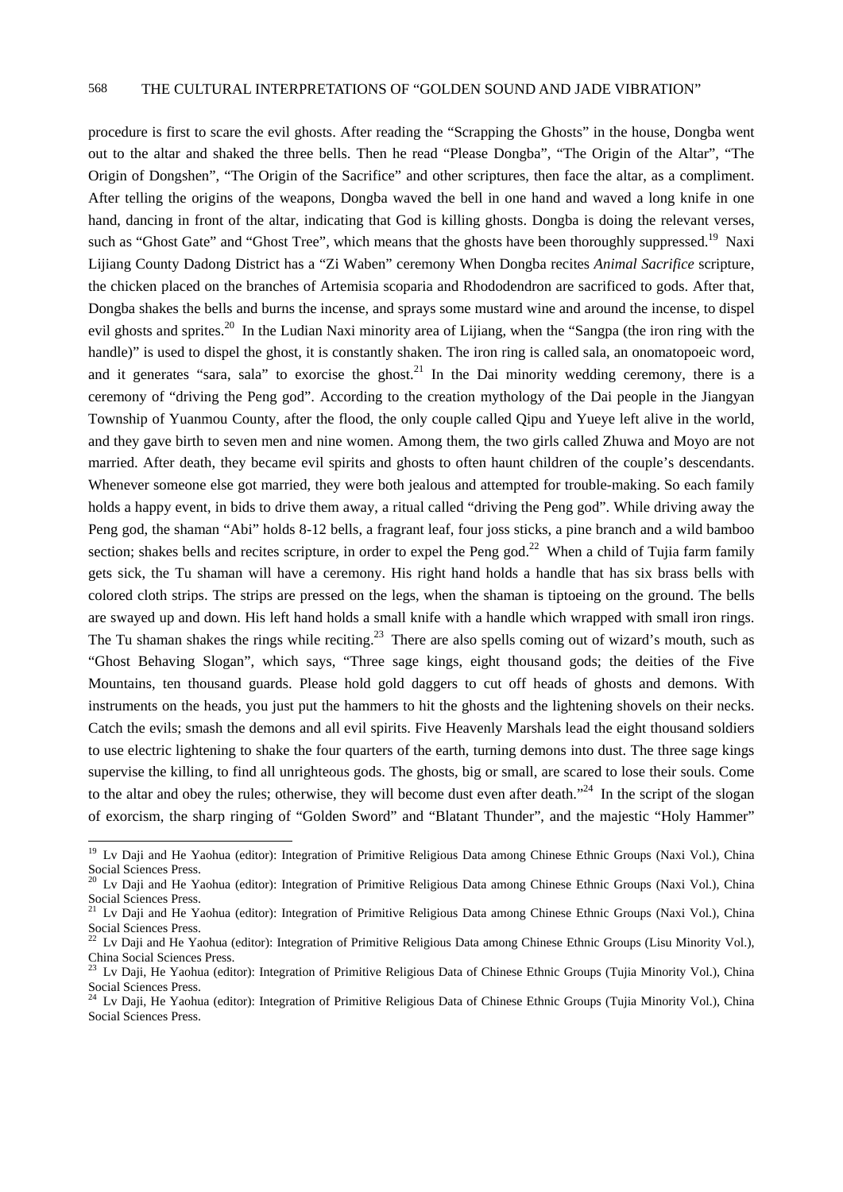procedure is first to scare the evil ghosts. After reading the "Scrapping the Ghosts" in the house, Dongba went out to the altar and shaked the three bells. Then he read "Please Dongba", "The Origin of the Altar", "The Origin of Dongshen", "The Origin of the Sacrifice" and other scriptures, then face the altar, as a compliment. After telling the origins of the weapons, Dongba waved the bell in one hand and waved a long knife in one hand, dancing in front of the altar, indicating that God is killing ghosts. Dongba is doing the relevant verses, such as "Ghost Gate" and "Ghost Tree", which means that the ghosts have been thoroughly suppressed.[19] Naxi Lijiang County Dadong District has a "Zi Waben" ceremony When Dongba recites *Animal Sacrifice* scripture, the chicken placed on the branches of Artemisia scoparia and Rhododendron are sacrificed to gods. After that, Dongba shakes the bells and burns the incense, and sprays some mustard wine and around the incense, to dispel evil ghosts and sprites.[20] In the Ludian Naxi minority area of Lijiang, when the "Sangpa (the iron ring with the handle)" is used to dispel the ghost, it is constantly shaken. The iron ring is called sala, an onomatopoeic word, and it generates "sara, sala" to exorcise the ghost.[21] In the Dai minority wedding ceremony, there is a ceremony of "driving the Peng god". According to the creation mythology of the Dai people in the Jiangyan Township of Yuanmou County, after the flood, the only couple called Qipu and Yueye left alive in the world, and they gave birth to seven men and nine women. Among them, the two girls called Zhuwa and Moyo are not married. After death, they became evil spirits and ghosts to often haunt children of the couple's descendants. Whenever someone else got married, they were both jealous and attempted for trouble-making. So each family holds a happy event, in bids to drive them away, a ritual called "driving the Peng god". While driving away the Peng god, the shaman "Abi" holds 8-12 bells, a fragrant leaf, four joss sticks, a pine branch and a wild bamboo section; shakes bells and recites scripture, in order to expel the Peng god.[22] When a child of Tujia farm family gets sick, the Tu shaman will have a ceremony. His right hand holds a handle that has six brass bells with colored cloth strips. The strips are pressed on the legs, when the shaman is tiptoeing on the ground. The bells are swayed up and down. His left hand holds a small knife with a handle which wrapped with small iron rings. The Tu shaman shakes the rings while reciting.[23] There are also spells coming out of wizard's mouth, such as "Ghost Behaving Slogan", which says, "Three sage kings, eight thousand gods; the deities of the Five Mountains, ten thousand guards. Please hold gold daggers to cut off heads of ghosts and demons. With instruments on the heads, you just put the hammers to hit the ghosts and the lightening shovels on their necks. Catch the evils; smash the demons and all evil spirits. Five Heavenly Marshals lead the eight thousand soldiers to use electric lightening to shake the four quarters of the earth, turning demons into dust. The three sage kings supervise the killing, to find all unrighteous gods. The ghosts, big or small, are scared to lose their souls. Come to the altar and obey the rules; otherwise, they will become dust even after death."[24] In the script of the slogan of exorcism, the sharp ringing of "Golden Sword" and "Blatant Thunder", and the majestic "Holy Hammer"

---

[19] Lv Daji and He Yaohua (editor): Integration of Primitive Religious Data among Chinese Ethnic Groups (Naxi Vol.), China Social Sciences Press.

[20] Lv Daji and He Yaohua (editor): Integration of Primitive Religious Data among Chinese Ethnic Groups (Naxi Vol.), China Social Sciences Press.

[21] Lv Daji and He Yaohua (editor): Integration of Primitive Religious Data among Chinese Ethnic Groups (Naxi Vol.), China Social Sciences Press.

[22] Lv Daji and He Yaohua (editor): Integration of Primitive Religious Data among Chinese Ethnic Groups (Lisu Minority Vol.), China Social Sciences Press.

[23] Lv Daji, He Yaohua (editor): Integration of Primitive Religious Data of Chinese Ethnic Groups (Tujia Minority Vol.), China Social Sciences Press.

[24] Lv Daji, He Yaohua (editor): Integration of Primitive Religious Data of Chinese Ethnic Groups (Tujia Minority Vol.), China Social Sciences Press.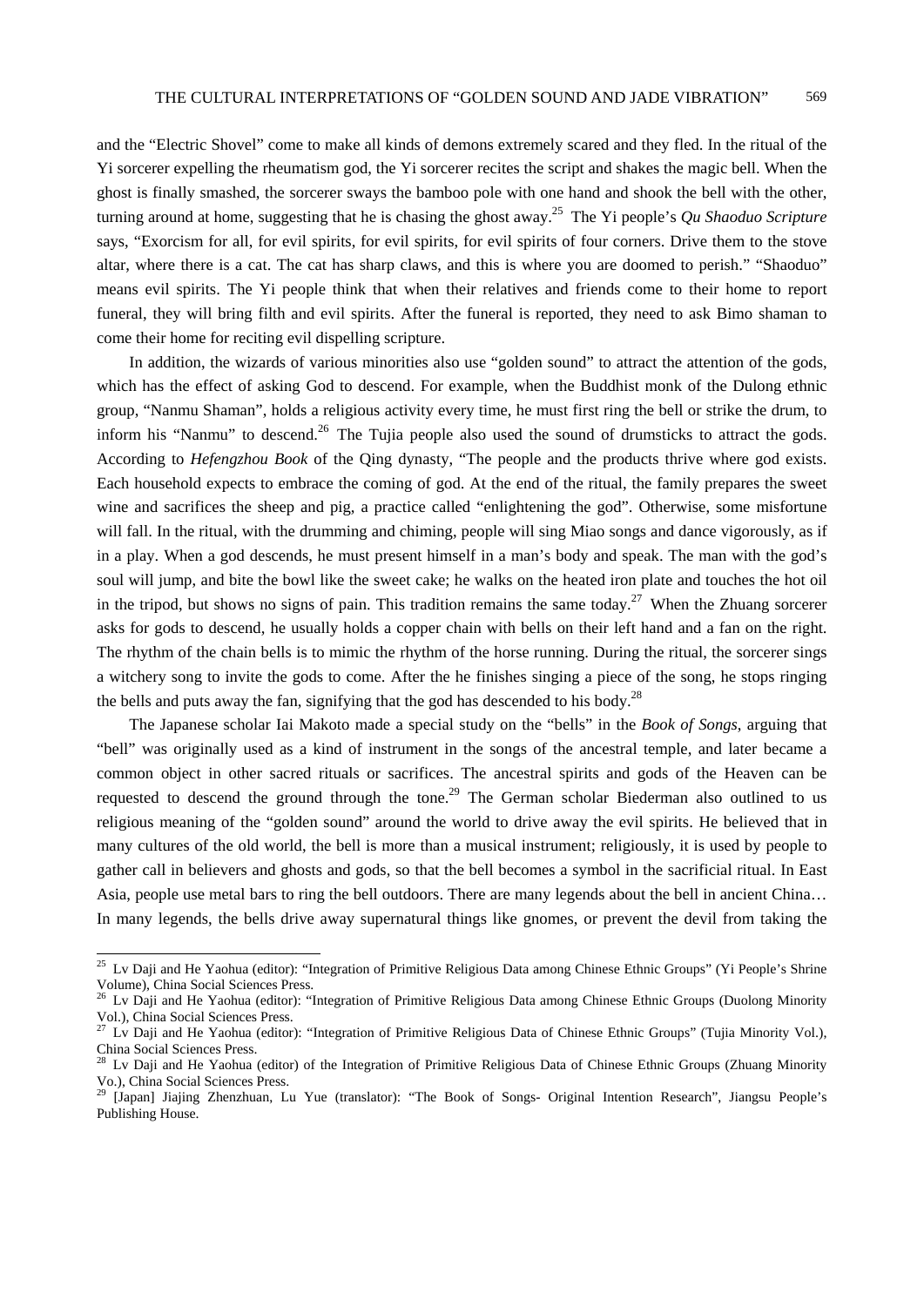and the "Electric Shovel" come to make all kinds of demons extremely scared and they fled. In the ritual of the Yi sorcerer expelling the rheumatism god, the Yi sorcerer recites the script and shakes the magic bell. When the ghost is finally smashed, the sorcerer sways the bamboo pole with one hand and shook the bell with the other, turning around at home, suggesting that he is chasing the ghost away.[25] The Yi people's *Qu Shaoduo Scripture* says, "Exorcism for all, for evil spirits, for evil spirits, for evil spirits of four corners. Drive them to the stove altar, where there is a cat. The cat has sharp claws, and this is where you are doomed to perish." "Shaoduo" means evil spirits. The Yi people think that when their relatives and friends come to their home to report funeral, they will bring filth and evil spirits. After the funeral is reported, they need to ask Bimo shaman to come their home for reciting evil dispelling scripture.

In addition, the wizards of various minorities also use "golden sound" to attract the attention of the gods, which has the effect of asking God to descend. For example, when the Buddhist monk of the Dulong ethnic group, "Nanmu Shaman", holds a religious activity every time, he must first ring the bell or strike the drum, to inform his "Nanmu" to descend.[26] The Tujia people also used the sound of drumsticks to attract the gods. According to *Hefengzhou Book* of the Qing dynasty, "The people and the products thrive where god exists. Each household expects to embrace the coming of god. At the end of the ritual, the family prepares the sweet wine and sacrifices the sheep and pig, a practice called "enlightening the god". Otherwise, some misfortune will fall. In the ritual, with the drumming and chiming, people will sing Miao songs and dance vigorously, as if in a play. When a god descends, he must present himself in a man's body and speak. The man with the god's soul will jump, and bite the bowl like the sweet cake; he walks on the heated iron plate and touches the hot oil in the tripod, but shows no signs of pain. This tradition remains the same today.[27] When the Zhuang sorcerer asks for gods to descend, he usually holds a copper chain with bells on their left hand and a fan on the right. The rhythm of the chain bells is to mimic the rhythm of the horse running. During the ritual, the sorcerer sings a witchery song to invite the gods to come. After the he finishes singing a piece of the song, he stops ringing the bells and puts away the fan, signifying that the god has descended to his body.[28]

The Japanese scholar Iai Makoto made a special study on the "bells" in the *Book of Songs*, arguing that "bell" was originally used as a kind of instrument in the songs of the ancestral temple, and later became a common object in other sacred rituals or sacrifices. The ancestral spirits and gods of the Heaven can be requested to descend the ground through the tone.[29] The German scholar Biederman also outlined to us religious meaning of the "golden sound" around the world to drive away the evil spirits. He believed that in many cultures of the old world, the bell is more than a musical instrument; religiously, it is used by people to gather call in believers and ghosts and gods, so that the bell becomes a symbol in the sacrificial ritual. In East Asia, people use metal bars to ring the bell outdoors. There are many legends about the bell in ancient China… In many legends, the bells drive away supernatural things like gnomes, or prevent the devil from taking the

[25] Lv Daji and He Yaohua (editor): "Integration of Primitive Religious Data among Chinese Ethnic Groups" (Yi People's Shrine Volume), China Social Sciences Press.

[26] Lv Daji and He Yaohua (editor): "Integration of Primitive Religious Data among Chinese Ethnic Groups (Duolong Minority Vol.), China Social Sciences Press.

[27] Lv Daji and He Yaohua (editor): "Integration of Primitive Religious Data of Chinese Ethnic Groups" (Tujia Minority Vol.), China Social Sciences Press.

[28] Lv Daji and He Yaohua (editor) of the Integration of Primitive Religious Data of Chinese Ethnic Groups (Zhuang Minority Vo.), China Social Sciences Press.

[29] [Japan] Jiajing Zhenzhuan, Lu Yue (translator): "The Book of Songs- Original Intention Research", Jiangsu People's Publishing House.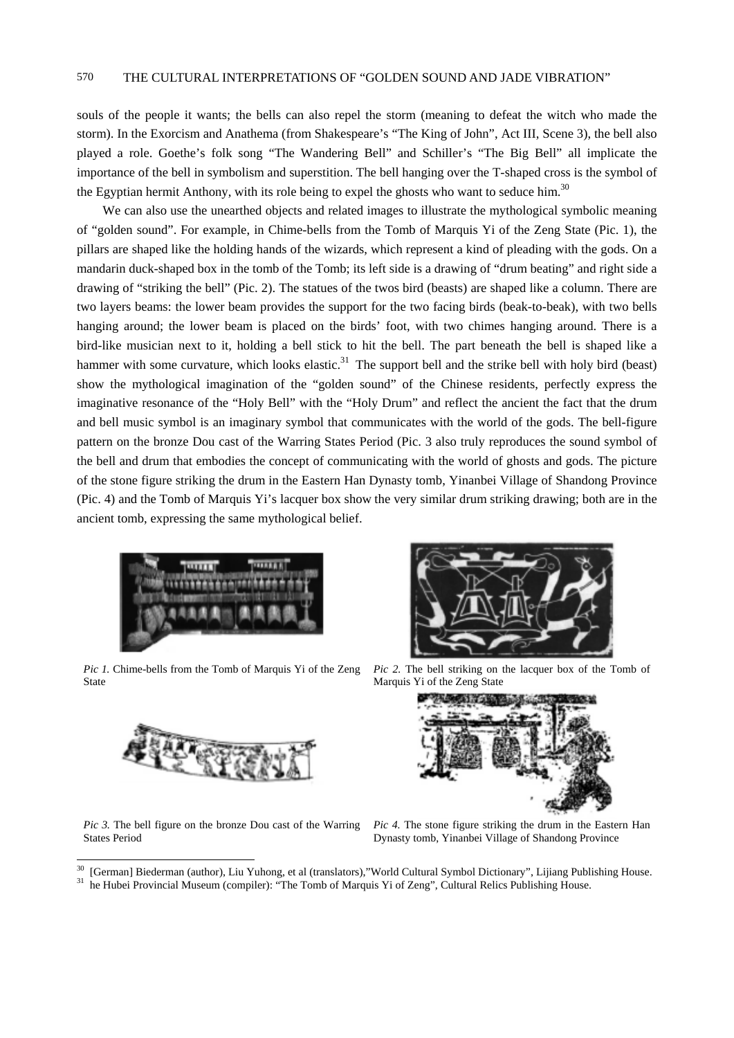souls of the people it wants; the bells can also repel the storm (meaning to defeat the witch who made the storm). In the Exorcism and Anathema (from Shakespeare's "The King of John", Act III, Scene 3), the bell also played a role. Goethe's folk song "The Wandering Bell" and Schiller's "The Big Bell" all implicate the importance of the bell in symbolism and superstition. The bell hanging over the T-shaped cross is the symbol of the Egyptian hermit Anthony, with its role being to expel the ghosts who want to seduce him.[30]

We can also use the unearthed objects and related images to illustrate the mythological symbolic meaning of "golden sound". For example, in Chime-bells from the Tomb of Marquis Yi of the Zeng State (Pic. 1), the pillars are shaped like the holding hands of the wizards, which represent a kind of pleading with the gods. On a mandarin duck-shaped box in the tomb of the Tomb; its left side is a drawing of "drum beating" and right side a drawing of "striking the bell" (Pic. 2). The statues of the twos bird (beasts) are shaped like a column. There are two layers beams: the lower beam provides the support for the two facing birds (beak-to-beak), with two bells hanging around; the lower beam is placed on the birds' foot, with two chimes hanging around. There is a bird-like musician next to it, holding a bell stick to hit the bell. The part beneath the bell is shaped like a hammer with some curvature, which looks elastic.[31] The support bell and the strike bell with holy bird (beast) show the mythological imagination of the "golden sound" of the Chinese residents, perfectly express the imaginative resonance of the "Holy Bell" with the "Holy Drum" and reflect the ancient the fact that the drum and bell music symbol is an imaginary symbol that communicates with the world of the gods. The bell-figure pattern on the bronze Dou cast of the Warring States Period (Pic. 3 also truly reproduces the sound symbol of the bell and drum that embodies the concept of communicating with the world of ghosts and gods. The picture of the stone figure striking the drum in the Eastern Han Dynasty tomb, Yinanbei Village of Shandong Province (Pic. 4) and the Tomb of Marquis Yi's lacquer box show the very similar drum striking drawing; both are in the ancient tomb, expressing the same mythological belief.

*Pic 1.* Chime-bells from the Tomb of Marquis Yi of the Zeng State

*Pic 2.* The bell striking on the lacquer box of the Tomb of Marquis Yi of the Zeng State

*Pic 3.* The bell figure on the bronze Dou cast of the Warring States Period

*Pic 4.* The stone figure striking the drum in the Eastern Han Dynasty tomb, Yinanbei Village of Shandong Province

---

[30] [German] Biederman (author), Liu Yuhong, et al (translators),"World Cultural Symbol Dictionary", Lijiang Publishing House.

[31] he Hubei Provincial Museum (compiler): "The Tomb of Marquis Yi of Zeng", Cultural Relics Publishing House.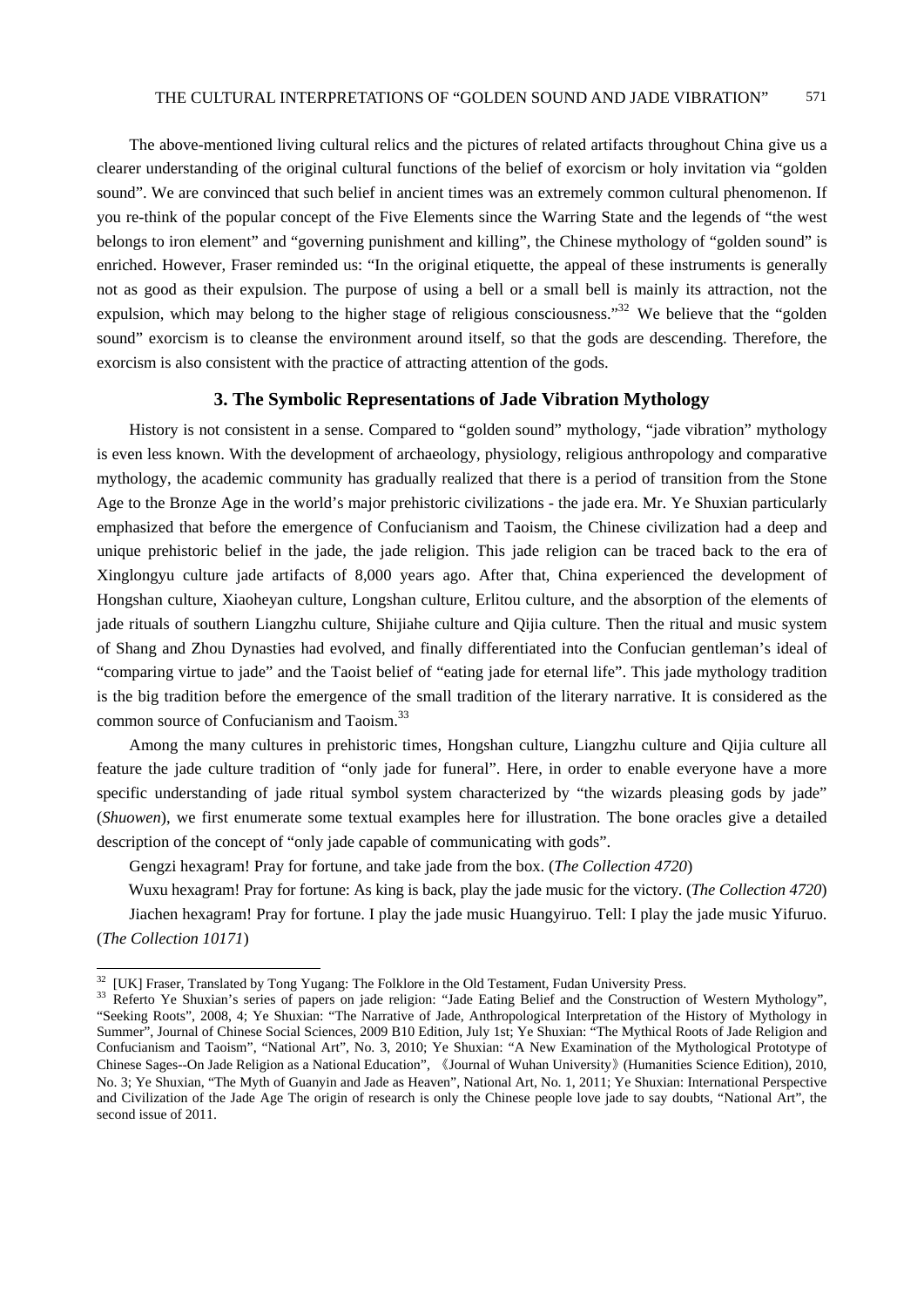The above-mentioned living cultural relics and the pictures of related artifacts throughout China give us a clearer understanding of the original cultural functions of the belief of exorcism or holy invitation via "golden sound". We are convinced that such belief in ancient times was an extremely common cultural phenomenon. If you re-think of the popular concept of the Five Elements since the Warring State and the legends of "the west belongs to iron element" and "governing punishment and killing", the Chinese mythology of "golden sound" is enriched. However, Fraser reminded us: "In the original etiquette, the appeal of these instruments is generally not as good as their expulsion. The purpose of using a bell or a small bell is mainly its attraction, not the expulsion, which may belong to the higher stage of religious consciousness."[32] We believe that the "golden sound" exorcism is to cleanse the environment around itself, so that the gods are descending. Therefore, the exorcism is also consistent with the practice of attracting attention of the gods.

## 3. The Symbolic Representations of Jade Vibration Mythology

History is not consistent in a sense. Compared to "golden sound" mythology, "jade vibration" mythology is even less known. With the development of archaeology, physiology, religious anthropology and comparative mythology, the academic community has gradually realized that there is a period of transition from the Stone Age to the Bronze Age in the world's major prehistoric civilizations - the jade era. Mr. Ye Shuxian particularly emphasized that before the emergence of Confucianism and Taoism, the Chinese civilization had a deep and unique prehistoric belief in the jade, the jade religion. This jade religion can be traced back to the era of Xinglongyu culture jade artifacts of 8,000 years ago. After that, China experienced the development of Hongshan culture, Xiaoheyan culture, Longshan culture, Erlitou culture, and the absorption of the elements of jade rituals of southern Liangzhu culture, Shijiahe culture and Qijia culture. Then the ritual and music system of Shang and Zhou Dynasties had evolved, and finally differentiated into the Confucian gentleman's ideal of "comparing virtue to jade" and the Taoist belief of "eating jade for eternal life". This jade mythology tradition is the big tradition before the emergence of the small tradition of the literary narrative. It is considered as the common source of Confucianism and Taoism.[33]

Among the many cultures in prehistoric times, Hongshan culture, Liangzhu culture and Qijia culture all feature the jade culture tradition of "only jade for funeral". Here, in order to enable everyone have a more specific understanding of jade ritual symbol system characterized by "the wizards pleasing gods by jade" (*Shuowen*), we first enumerate some textual examples here for illustration. The bone oracles give a detailed description of the concept of "only jade capable of communicating with gods".

Gengzi hexagram! Pray for fortune, and take jade from the box. (*The Collection 4720*)

Wuxu hexagram! Pray for fortune: As king is back, play the jade music for the victory. (*The Collection 4720*)

Jiachen hexagram! Pray for fortune. I play the jade music Huangyiruo. Tell: I play the jade music Yifuruo. (*The Collection 10171*)

---

[32] [UK] Fraser, Translated by Tong Yugang: The Folklore in the Old Testament, Fudan University Press.

[33] Referto Ye Shuxian's series of papers on jade religion: "Jade Eating Belief and the Construction of Western Mythology", "Seeking Roots", 2008, 4; Ye Shuxian: "The Narrative of Jade, Anthropological Interpretation of the History of Mythology in Summer", Journal of Chinese Social Sciences, 2009 B10 Edition, July 1st; Ye Shuxian: "The Mythical Roots of Jade Religion and Confucianism and Taoism", "National Art", No. 3, 2010; Ye Shuxian: "A New Examination of the Mythological Prototype of Chinese Sages--On Jade Religion as a National Education", 《Journal of Wuhan University》(Humanities Science Edition), 2010, No. 3; Ye Shuxian, "The Myth of Guanyin and Jade as Heaven", National Art, No. 1, 2011; Ye Shuxian: International Perspective and Civilization of the Jade Age The origin of research is only the Chinese people love jade to say doubts, "National Art", the second issue of 2011.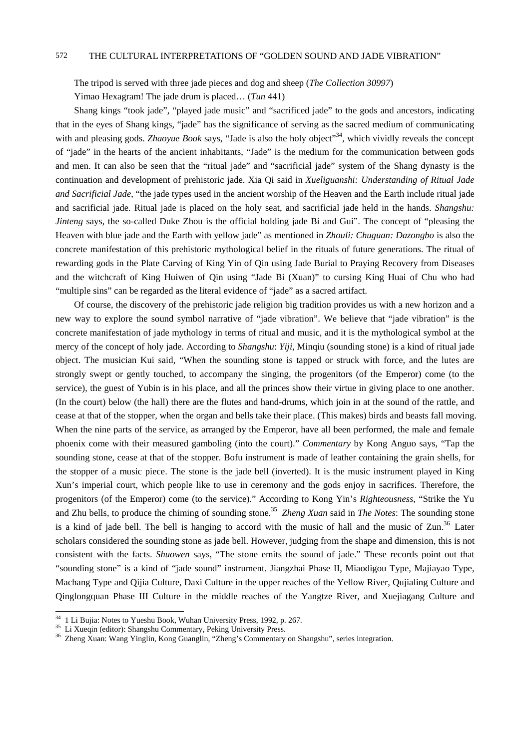The tripod is served with three jade pieces and dog and sheep (*The Collection 30997*)

Yimao Hexagram! The jade drum is placed… (*Tun* 441)

Shang kings "took jade", "played jade music" and "sacrificed jade" to the gods and ancestors, indicating that in the eyes of Shang kings, "jade" has the significance of serving as the sacred medium of communicating with and pleasing gods. *Zhaoyue Book* says, "Jade is also the holy object"[34], which vividly reveals the concept of "jade" in the hearts of the ancient inhabitants, "Jade" is the medium for the communication between gods and men. It can also be seen that the "ritual jade" and "sacrificial jade" system of the Shang dynasty is the continuation and development of prehistoric jade. Xia Qi said in *Xueliguanshi: Understanding of Ritual Jade and Sacrificial Jade*, "the jade types used in the ancient worship of the Heaven and the Earth include ritual jade and sacrificial jade. Ritual jade is placed on the holy seat, and sacrificial jade held in the hands. *Shangshu: Jinteng* says, the so-called Duke Zhou is the official holding jade Bi and Gui". The concept of "pleasing the Heaven with blue jade and the Earth with yellow jade" as mentioned in *Zhouli: Chuguan: Dazongbo* is also the concrete manifestation of this prehistoric mythological belief in the rituals of future generations. The ritual of rewarding gods in the Plate Carving of King Yin of Qin using Jade Burial to Praying Recovery from Diseases and the witchcraft of King Huiwen of Qin using "Jade Bi (Xuan)" to cursing King Huai of Chu who had "multiple sins" can be regarded as the literal evidence of "jade" as a sacred artifact.

Of course, the discovery of the prehistoric jade religion big tradition provides us with a new horizon and a new way to explore the sound symbol narrative of "jade vibration". We believe that "jade vibration" is the concrete manifestation of jade mythology in terms of ritual and music, and it is the mythological symbol at the mercy of the concept of holy jade. According to *Shangshu*: *Yiji*, Minqiu (sounding stone) is a kind of ritual jade object. The musician Kui said, "When the sounding stone is tapped or struck with force, and the lutes are strongly swept or gently touched, to accompany the singing, the progenitors (of the Emperor) come (to the service), the guest of Yubin is in his place, and all the princes show their virtue in giving place to one another. (In the court) below (the hall) there are the flutes and hand-drums, which join in at the sound of the rattle, and cease at that of the stopper, when the organ and bells take their place. (This makes) birds and beasts fall moving. When the nine parts of the service, as arranged by the Emperor, have all been performed, the male and female phoenix come with their measured gamboling (into the court)." *Commentary* by Kong Anguo says, "Tap the sounding stone, cease at that of the stopper. Bofu instrument is made of leather containing the grain shells, for the stopper of a music piece. The stone is the jade bell (inverted). It is the music instrument played in King Xun's imperial court, which people like to use in ceremony and the gods enjoy in sacrifices. Therefore, the progenitors (of the Emperor) come (to the service)." According to Kong Yin's *Righteousness*, "Strike the Yu and Zhu bells, to produce the chiming of sounding stone.[35] *Zheng Xuan* said in *The Notes*: The sounding stone is a kind of jade bell. The bell is hanging to accord with the music of hall and the music of Zun.[36] Later scholars considered the sounding stone as jade bell. However, judging from the shape and dimension, this is not consistent with the facts. *Shuowen* says, "The stone emits the sound of jade." These records point out that "sounding stone" is a kind of "jade sound" instrument. Jiangzhai Phase II, Miaodigou Type, Majiayao Type, Machang Type and Qijia Culture, Daxi Culture in the upper reaches of the Yellow River, Qujialing Culture and Qinglongquan Phase III Culture in the middle reaches of the Yangtze River, and Xuejiagang Culture and

---

[34] 1 Li Bujia: Notes to Yueshu Book, Wuhan University Press, 1992, p. 267.

[35] Li Xueqin (editor): Shangshu Commentary, Peking University Press.

[36] Zheng Xuan: Wang Yinglin, Kong Guanglin, "Zheng's Commentary on Shangshu", series integration.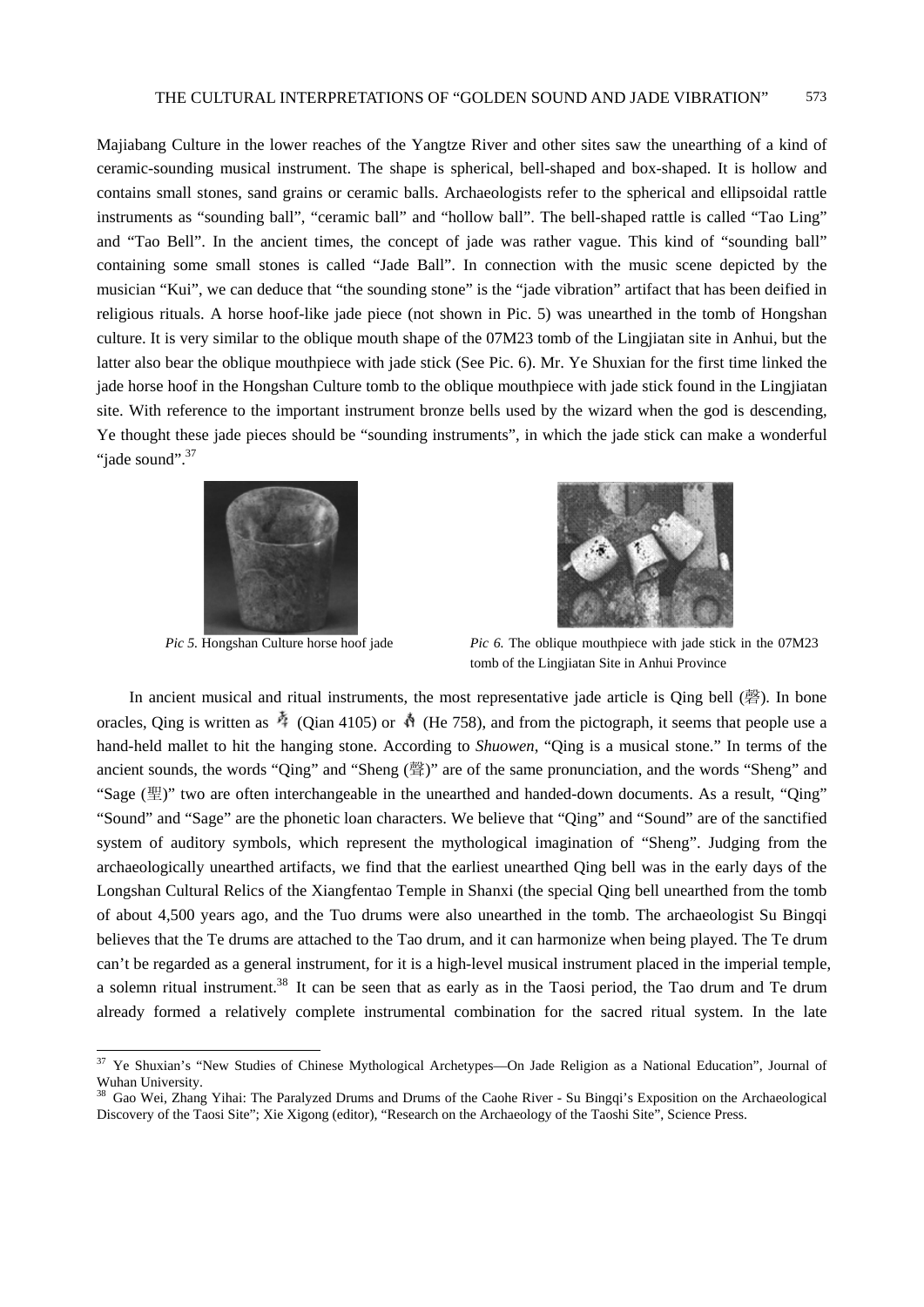Majiabang Culture in the lower reaches of the Yangtze River and other sites saw the unearthing of a kind of ceramic-sounding musical instrument. The shape is spherical, bell-shaped and box-shaped. It is hollow and contains small stones, sand grains or ceramic balls. Archaeologists refer to the spherical and ellipsoidal rattle instruments as "sounding ball", "ceramic ball" and "hollow ball". The bell-shaped rattle is called "Tao Ling" and "Tao Bell". In the ancient times, the concept of jade was rather vague. This kind of "sounding ball" containing some small stones is called "Jade Ball". In connection with the music scene depicted by the musician "Kui", we can deduce that "the sounding stone" is the "jade vibration" artifact that has been deified in religious rituals. A horse hoof-like jade piece (not shown in Pic. 5) was unearthed in the tomb of Hongshan culture. It is very similar to the oblique mouth shape of the 07M23 tomb of the Lingjiatan site in Anhui, but the latter also bear the oblique mouthpiece with jade stick (See Pic. 6). Mr. Ye Shuxian for the first time linked the jade horse hoof in the Hongshan Culture tomb to the oblique mouthpiece with jade stick found in the Lingjiatan site. With reference to the important instrument bronze bells used by the wizard when the god is descending, Ye thought these jade pieces should be "sounding instruments", in which the jade stick can make a wonderful "jade sound".[37]

*Pic 5.* Hongshan Culture horse hoof jade

*Pic 6.* The oblique mouthpiece with jade stick in the 07M23 tomb of the Lingjiatan Site in Anhui Province

In ancient musical and ritual instruments, the most representative jade article is Qing bell (磬). In bone oracles, Qing is written as 磬 (Qian 4105) or 磬 (He 758), and from the pictograph, it seems that people use a hand-held mallet to hit the hanging stone. According to *Shuowen*, "Qing is a musical stone." In terms of the ancient sounds, the words "Qing" and "Sheng (聲)" are of the same pronunciation, and the words "Sheng" and "Sage (聖)" two are often interchangeable in the unearthed and handed-down documents. As a result, "Qing" "Sound" and "Sage" are the phonetic loan characters. We believe that "Qing" and "Sound" are of the sanctified system of auditory symbols, which represent the mythological imagination of "Sheng". Judging from the archaeologically unearthed artifacts, we find that the earliest unearthed Qing bell was in the early days of the Longshan Cultural Relics of the Xiangfentao Temple in Shanxi (the special Qing bell unearthed from the tomb of about 4,500 years ago, and the Tuo drums were also unearthed in the tomb. The archaeologist Su Bingqi believes that the Te drums are attached to the Tao drum, and it can harmonize when being played. The Te drum can't be regarded as a general instrument, for it is a high-level musical instrument placed in the imperial temple, a solemn ritual instrument.[38] It can be seen that as early as in the Taosi period, the Tao drum and Te drum already formed a relatively complete instrumental combination for the sacred ritual system. In the late

---

[37] Ye Shuxian's "New Studies of Chinese Mythological Archetypes—On Jade Religion as a National Education", Journal of Wuhan University.

[38] Gao Wei, Zhang Yihai: The Paralyzed Drums and Drums of the Caohe River - Su Bingqi's Exposition on the Archaeological Discovery of the Taosi Site"; Xie Xigong (editor), "Research on the Archaeology of the Taoshi Site", Science Press.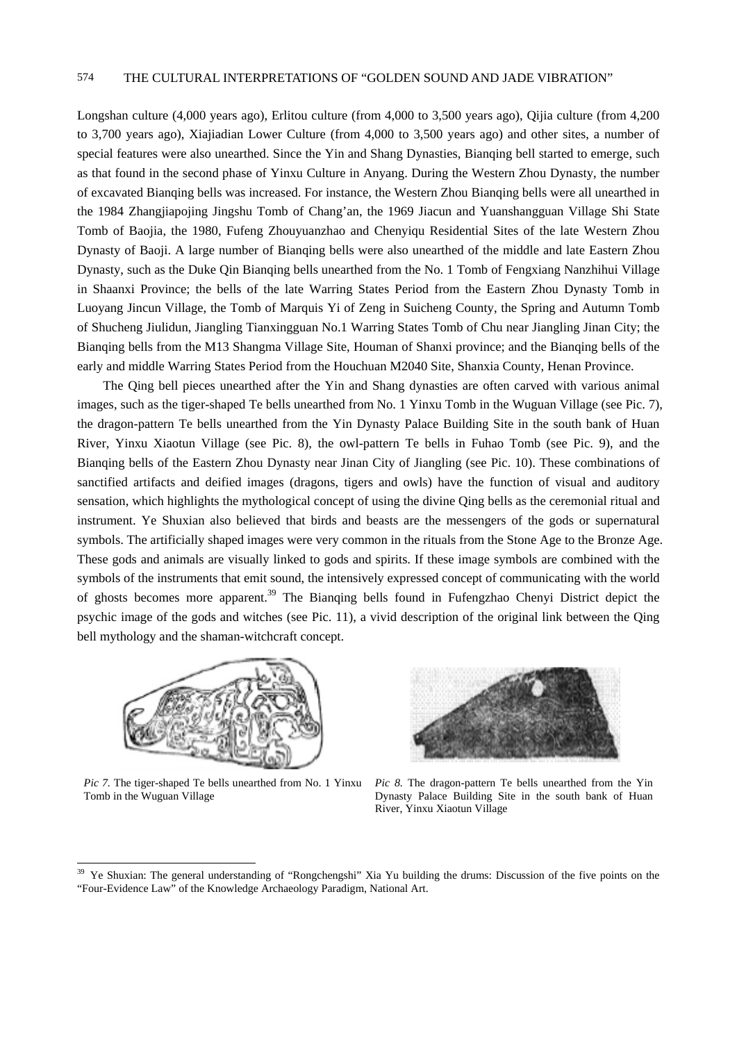Longshan culture (4,000 years ago), Erlitou culture (from 4,000 to 3,500 years ago), Qijia culture (from 4,200 to 3,700 years ago), Xiajiadian Lower Culture (from 4,000 to 3,500 years ago) and other sites, a number of special features were also unearthed. Since the Yin and Shang Dynasties, Bianqing bell started to emerge, such as that found in the second phase of Yinxu Culture in Anyang. During the Western Zhou Dynasty, the number of excavated Bianqing bells was increased. For instance, the Western Zhou Bianqing bells were all unearthed in the 1984 Zhangjiapojing Jingshu Tomb of Chang'an, the 1969 Jiacun and Yuanshangguan Village Shi State Tomb of Baojia, the 1980, Fufeng Zhouyuanzhao and Chenyiqu Residential Sites of the late Western Zhou Dynasty of Baoji. A large number of Bianqing bells were also unearthed of the middle and late Eastern Zhou Dynasty, such as the Duke Qin Bianqing bells unearthed from the No. 1 Tomb of Fengxiang Nanzhihui Village in Shaanxi Province; the bells of the late Warring States Period from the Eastern Zhou Dynasty Tomb in Luoyang Jincun Village, the Tomb of Marquis Yi of Zeng in Suicheng County, the Spring and Autumn Tomb of Shucheng Jiulidun, Jiangling Tianxingguan No.1 Warring States Tomb of Chu near Jiangling Jinan City; the Bianqing bells from the M13 Shangma Village Site, Houman of Shanxi province; and the Bianqing bells of the early and middle Warring States Period from the Houchuan M2040 Site, Shanxia County, Henan Province.

The Qing bell pieces unearthed after the Yin and Shang dynasties are often carved with various animal images, such as the tiger-shaped Te bells unearthed from No. 1 Yinxu Tomb in the Wuguan Village (see Pic. 7), the dragon-pattern Te bells unearthed from the Yin Dynasty Palace Building Site in the south bank of Huan River, Yinxu Xiaotun Village (see Pic. 8), the owl-pattern Te bells in Fuhao Tomb (see Pic. 9), and the Bianqing bells of the Eastern Zhou Dynasty near Jinan City of Jiangling (see Pic. 10). These combinations of sanctified artifacts and deified images (dragons, tigers and owls) have the function of visual and auditory sensation, which highlights the mythological concept of using the divine Qing bells as the ceremonial ritual and instrument. Ye Shuxian also believed that birds and beasts are the messengers of the gods or supernatural symbols. The artificially shaped images were very common in the rituals from the Stone Age to the Bronze Age. These gods and animals are visually linked to gods and spirits. If these image symbols are combined with the symbols of the instruments that emit sound, the intensively expressed concept of communicating with the world of ghosts becomes more apparent.[39] The Bianqing bells found in Fufengzhao Chenyi District depict the psychic image of the gods and witches (see Pic. 11), a vivid description of the original link between the Qing bell mythology and the shaman-witchcraft concept.

*Pic 7.* The tiger-shaped Te bells unearthed from No. 1 Yinxu Tomb in the Wuguan Village

*Pic 8.* The dragon-pattern Te bells unearthed from the Yin Dynasty Palace Building Site in the south bank of Huan River, Yinxu Xiaotun Village

[39] Ye Shuxian: The general understanding of "Rongchengshi" Xia Yu building the drums: Discussion of the five points on the "Four-Evidence Law" of the Knowledge Archaeology Paradigm, National Art.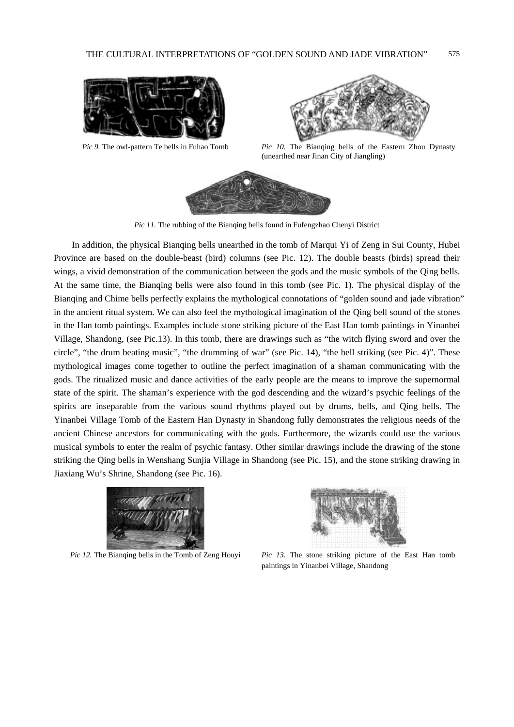*Pic 9.* The owl-pattern Te bells in Fuhao Tomb

*Pic 10.* The Bianqing bells of the Eastern Zhou Dynasty (unearthed near Jinan City of Jiangling)

*Pic 11.* The rubbing of the Bianqing bells found in Fufengzhao Chenyi District

In addition, the physical Bianqing bells unearthed in the tomb of Marqui Yi of Zeng in Sui County, Hubei Province are based on the double-beast (bird) columns (see Pic. 12). The double beasts (birds) spread their wings, a vivid demonstration of the communication between the gods and the music symbols of the Qing bells. At the same time, the Bianqing bells were also found in this tomb (see Pic. 1). The physical display of the Bianqing and Chime bells perfectly explains the mythological connotations of "golden sound and jade vibration" in the ancient ritual system. We can also feel the mythological imagination of the Qing bell sound of the stones in the Han tomb paintings. Examples include stone striking picture of the East Han tomb paintings in Yinanbei Village, Shandong, (see Pic.13). In this tomb, there are drawings such as "the witch flying sword and over the circle", "the drum beating music", "the drumming of war" (see Pic. 14), "the bell striking (see Pic. 4)". These mythological images come together to outline the perfect imagination of a shaman communicating with the gods. The ritualized music and dance activities of the early people are the means to improve the supernormal state of the spirit. The shaman's experience with the god descending and the wizard's psychic feelings of the spirits are inseparable from the various sound rhythms played out by drums, bells, and Qing bells. The Yinanbei Village Tomb of the Eastern Han Dynasty in Shandong fully demonstrates the religious needs of the ancient Chinese ancestors for communicating with the gods. Furthermore, the wizards could use the various musical symbols to enter the realm of psychic fantasy. Other similar drawings include the drawing of the stone striking the Qing bells in Wenshang Sunjia Village in Shandong (see Pic. 15), and the stone striking drawing in Jiaxiang Wu's Shrine, Shandong (see Pic. 16).

*Pic 12.* The Bianqing bells in the Tomb of Zeng Houyi

*Pic 13.* The stone striking picture of the East Han tomb paintings in Yinanbei Village, Shandong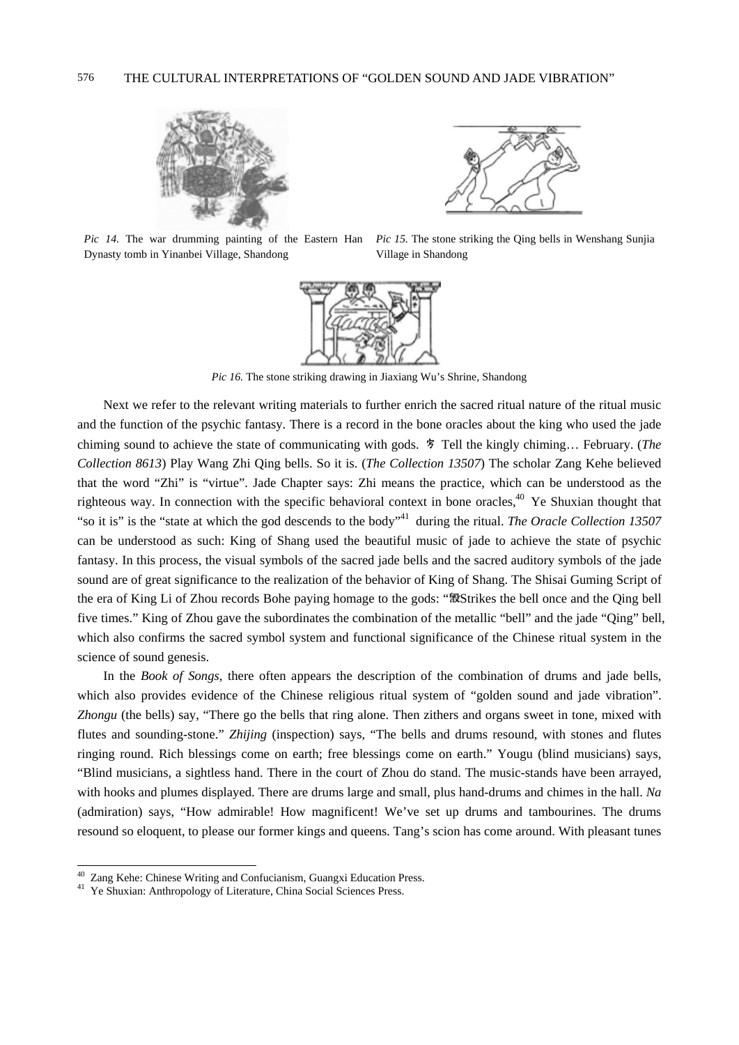*Pic 14.* The war drumming painting of the Eastern Han Dynasty tomb in Yinanbei Village, Shandong

*Pic 15.* The stone striking the Qing bells in Wenshang Sunjia Village in Shandong

*Pic 16.* The stone striking drawing in Jiaxiang Wu's Shrine, Shandong

Next we refer to the relevant writing materials to further enrich the sacred ritual nature of the ritual music and the function of the psychic fantasy. There is a record in the bone oracles about the king who used the jade chiming sound to achieve the state of communicating with gods. 㝵 Tell the kingly chiming… February. (*The Collection 8613*) Play Wang Zhi Qing bells. So it is. (*The Collection 13507*) The scholar Zang Kehe believed that the word "Zhi" is "virtue". Jade Chapter says: Zhi means the practice, which can be understood as the righteous way. In connection with the specific behavioral context in bone oracles,[40] Ye Shuxian thought that "so it is" is the "state at which the god descends to the body"[41] during the ritual. *The Oracle Collection 13507* can be understood as such: King of Shang used the beautiful music of jade to achieve the state of psychic fantasy. In this process, the visual symbols of the sacred jade bells and the sacred auditory symbols of the jade sound are of great significance to the realization of the behavior of King of Shang. The Shisai Guming Script of the era of King Li of Zhou records Bohe paying homage to the gods: "𣪍Strikes the bell once and the Qing bell five times." King of Zhou gave the subordinates the combination of the metallic "bell" and the jade "Qing" bell, which also confirms the sacred symbol system and functional significance of the Chinese ritual system in the science of sound genesis.

In the *Book of Songs*, there often appears the description of the combination of drums and jade bells, which also provides evidence of the Chinese religious ritual system of "golden sound and jade vibration". *Zhongu* (the bells) say, "There go the bells that ring alone. Then zithers and organs sweet in tone, mixed with flutes and sounding-stone." *Zhijing* (inspection) says, "The bells and drums resound, with stones and flutes ringing round. Rich blessings come on earth; free blessings come on earth." Yougu (blind musicians) says, "Blind musicians, a sightless hand. There in the court of Zhou do stand. The music-stands have been arrayed, with hooks and plumes displayed. There are drums large and small, plus hand-drums and chimes in the hall. *Na* (admiration) says, "How admirable! How magnificent! We've set up drums and tambourines. The drums resound so eloquent, to please our former kings and queens. Tang's scion has come around. With pleasant tunes

---

[40] Zang Kehe: Chinese Writing and Confucianism, Guangxi Education Press.

[41] Ye Shuxian: Anthropology of Literature, China Social Sciences Press.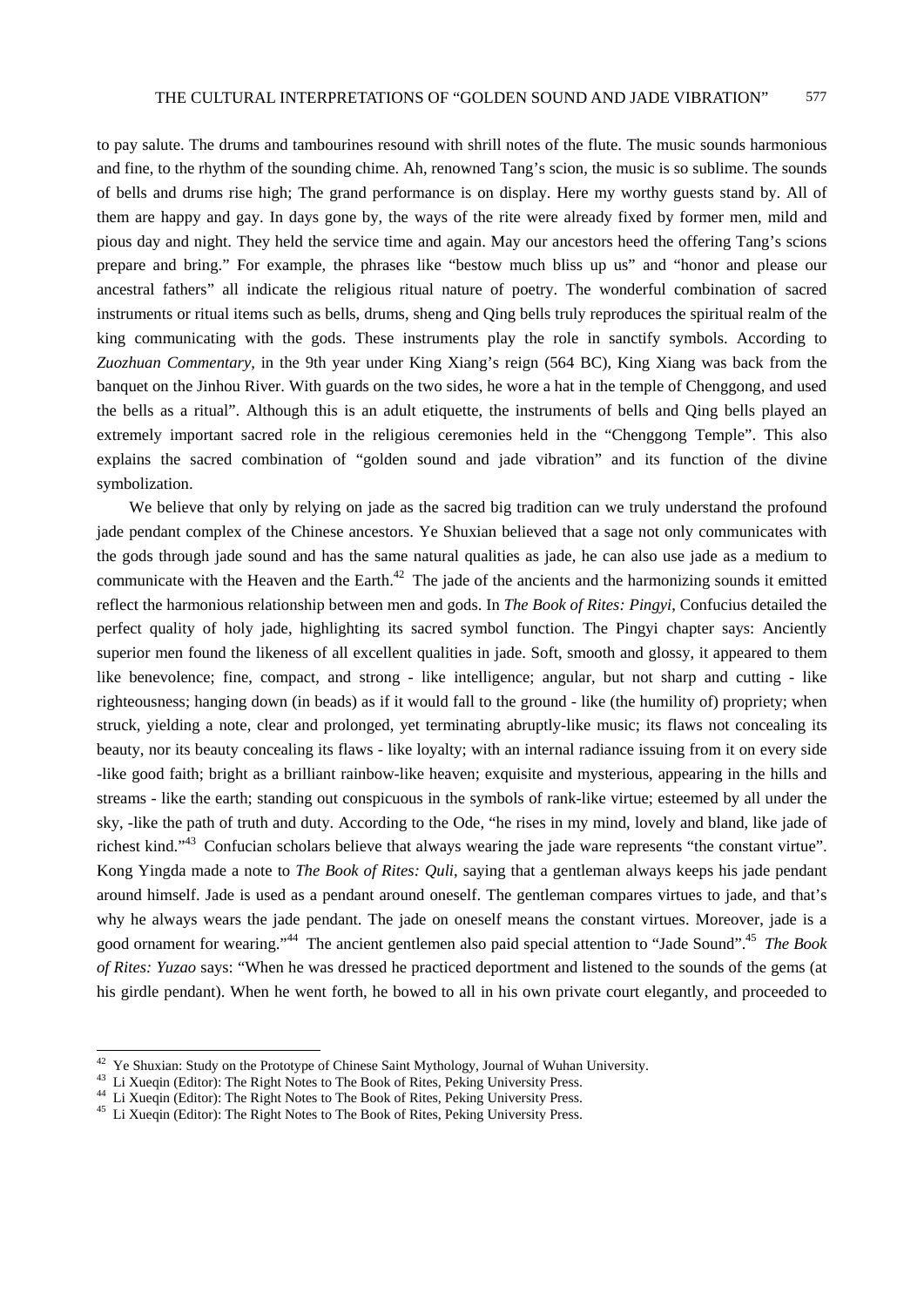to pay salute. The drums and tambourines resound with shrill notes of the flute. The music sounds harmonious and fine, to the rhythm of the sounding chime. Ah, renowned Tang's scion, the music is so sublime. The sounds of bells and drums rise high; The grand performance is on display. Here my worthy guests stand by. All of them are happy and gay. In days gone by, the ways of the rite were already fixed by former men, mild and pious day and night. They held the service time and again. May our ancestors heed the offering Tang's scions prepare and bring." For example, the phrases like "bestow much bliss up us" and "honor and please our ancestral fathers" all indicate the religious ritual nature of poetry. The wonderful combination of sacred instruments or ritual items such as bells, drums, sheng and Qing bells truly reproduces the spiritual realm of the king communicating with the gods. These instruments play the role in sanctify symbols. According to *Zuozhuan Commentary*, in the 9th year under King Xiang's reign (564 BC), King Xiang was back from the banquet on the Jinhou River. With guards on the two sides, he wore a hat in the temple of Chenggong, and used the bells as a ritual". Although this is an adult etiquette, the instruments of bells and Qing bells played an extremely important sacred role in the religious ceremonies held in the "Chenggong Temple". This also explains the sacred combination of "golden sound and jade vibration" and its function of the divine symbolization.

We believe that only by relying on jade as the sacred big tradition can we truly understand the profound jade pendant complex of the Chinese ancestors. Ye Shuxian believed that a sage not only communicates with the gods through jade sound and has the same natural qualities as jade, he can also use jade as a medium to communicate with the Heaven and the Earth.[42] The jade of the ancients and the harmonizing sounds it emitted reflect the harmonious relationship between men and gods. In *The Book of Rites: Pingyi*, Confucius detailed the perfect quality of holy jade, highlighting its sacred symbol function. The Pingyi chapter says: Anciently superior men found the likeness of all excellent qualities in jade. Soft, smooth and glossy, it appeared to them like benevolence; fine, compact, and strong - like intelligence; angular, but not sharp and cutting - like righteousness; hanging down (in beads) as if it would fall to the ground - like (the humility of) propriety; when struck, yielding a note, clear and prolonged, yet terminating abruptly-like music; its flaws not concealing its beauty, nor its beauty concealing its flaws - like loyalty; with an internal radiance issuing from it on every side -like good faith; bright as a brilliant rainbow-like heaven; exquisite and mysterious, appearing in the hills and streams - like the earth; standing out conspicuous in the symbols of rank-like virtue; esteemed by all under the sky, -like the path of truth and duty. According to the Ode, "he rises in my mind, lovely and bland, like jade of richest kind."[43] Confucian scholars believe that always wearing the jade ware represents "the constant virtue". Kong Yingda made a note to *The Book of Rites: Quli*, saying that a gentleman always keeps his jade pendant around himself. Jade is used as a pendant around oneself. The gentleman compares virtues to jade, and that's why he always wears the jade pendant. The jade on oneself means the constant virtues. Moreover, jade is a good ornament for wearing."[44] The ancient gentlemen also paid special attention to "Jade Sound".[45] *The Book of Rites: Yuzao* says: "When he was dressed he practiced deportment and listened to the sounds of the gems (at his girdle pendant). When he went forth, he bowed to all in his own private court elegantly, and proceeded to

---

[42] Ye Shuxian: Study on the Prototype of Chinese Saint Mythology, Journal of Wuhan University.

[43] Li Xueqin (Editor): The Right Notes to The Book of Rites, Peking University Press.

[44] Li Xueqin (Editor): The Right Notes to The Book of Rites, Peking University Press.

[45] Li Xueqin (Editor): The Right Notes to The Book of Rites, Peking University Press.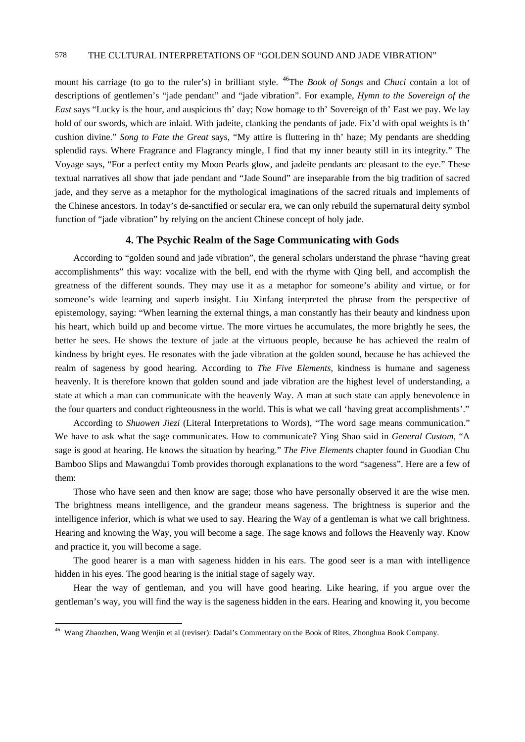mount his carriage (to go to the ruler's) in brilliant style. [46]The *Book of Songs* and *Chuci* contain a lot of descriptions of gentlemen's "jade pendant" and "jade vibration". For example, *Hymn to the Sovereign of the East* says "Lucky is the hour, and auspicious th' day; Now homage to th' Sovereign of th' East we pay. We lay hold of our swords, which are inlaid. With jadeite, clanking the pendants of jade. Fix'd with opal weights is th' cushion divine." *Song to Fate the Great* says, "My attire is fluttering in th' haze; My pendants are shedding splendid rays. Where Fragrance and Flagrancy mingle, I find that my inner beauty still in its integrity." The Voyage says, "For a perfect entity my Moon Pearls glow, and jadeite pendants arc pleasant to the eye." These textual narratives all show that jade pendant and "Jade Sound" are inseparable from the big tradition of sacred jade, and they serve as a metaphor for the mythological imaginations of the sacred rituals and implements of the Chinese ancestors. In today's de-sanctified or secular era, we can only rebuild the supernatural deity symbol function of "jade vibration" by relying on the ancient Chinese concept of holy jade.

## 4. The Psychic Realm of the Sage Communicating with Gods

According to "golden sound and jade vibration", the general scholars understand the phrase "having great accomplishments" this way: vocalize with the bell, end with the rhyme with Qing bell, and accomplish the greatness of the different sounds. They may use it as a metaphor for someone's ability and virtue, or for someone's wide learning and superb insight. Liu Xinfang interpreted the phrase from the perspective of epistemology, saying: "When learning the external things, a man constantly has their beauty and kindness upon his heart, which build up and become virtue. The more virtues he accumulates, the more brightly he sees, the better he sees. He shows the texture of jade at the virtuous people, because he has achieved the realm of kindness by bright eyes. He resonates with the jade vibration at the golden sound, because he has achieved the realm of sageness by good hearing. According to *The Five Elements*, kindness is humane and sageness heavenly. It is therefore known that golden sound and jade vibration are the highest level of understanding, a state at which a man can communicate with the heavenly Way. A man at such state can apply benevolence in the four quarters and conduct righteousness in the world. This is what we call 'having great accomplishments'."

According to *Shuowen Jiezi* (Literal Interpretations to Words), "The word sage means communication." We have to ask what the sage communicates. How to communicate? Ying Shao said in *General Custom*, "A sage is good at hearing. He knows the situation by hearing." *The Five Elements* chapter found in Guodian Chu Bamboo Slips and Mawangdui Tomb provides thorough explanations to the word "sageness". Here are a few of them:

Those who have seen and then know are sage; those who have personally observed it are the wise men. The brightness means intelligence, and the grandeur means sageness. The brightness is superior and the intelligence inferior, which is what we used to say. Hearing the Way of a gentleman is what we call brightness. Hearing and knowing the Way, you will become a sage. The sage knows and follows the Heavenly way. Know and practice it, you will become a sage.

The good hearer is a man with sageness hidden in his ears. The good seer is a man with intelligence hidden in his eyes. The good hearing is the initial stage of sagely way.

Hear the way of gentleman, and you will have good hearing. Like hearing, if you argue over the gentleman's way, you will find the way is the sageness hidden in the ears. Hearing and knowing it, you become

---

[46] Wang Zhaozhen, Wang Wenjin et al (reviser): Dadai's Commentary on the Book of Rites, Zhonghua Book Company.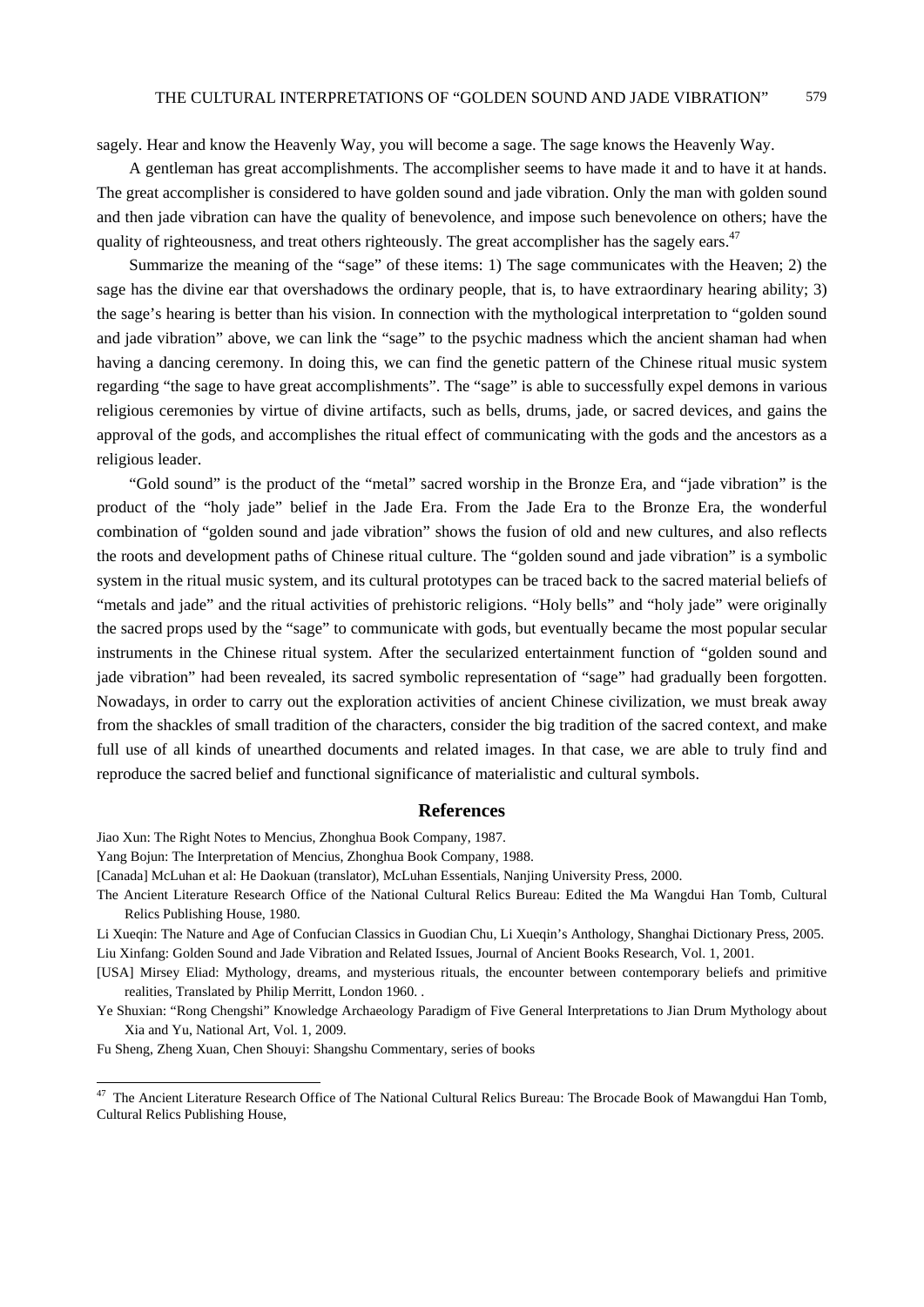sagely. Hear and know the Heavenly Way, you will become a sage. The sage knows the Heavenly Way.

A gentleman has great accomplishments. The accomplisher seems to have made it and to have it at hands. The great accomplisher is considered to have golden sound and jade vibration. Only the man with golden sound and then jade vibration can have the quality of benevolence, and impose such benevolence on others; have the quality of righteousness, and treat others righteously. The great accomplisher has the sagely ears.[47]

Summarize the meaning of the "sage" of these items: 1) The sage communicates with the Heaven; 2) the sage has the divine ear that overshadows the ordinary people, that is, to have extraordinary hearing ability; 3) the sage's hearing is better than his vision. In connection with the mythological interpretation to "golden sound and jade vibration" above, we can link the "sage" to the psychic madness which the ancient shaman had when having a dancing ceremony. In doing this, we can find the genetic pattern of the Chinese ritual music system regarding "the sage to have great accomplishments". The "sage" is able to successfully expel demons in various religious ceremonies by virtue of divine artifacts, such as bells, drums, jade, or sacred devices, and gains the approval of the gods, and accomplishes the ritual effect of communicating with the gods and the ancestors as a religious leader.

"Gold sound" is the product of the "metal" sacred worship in the Bronze Era, and "jade vibration" is the product of the "holy jade" belief in the Jade Era. From the Jade Era to the Bronze Era, the wonderful combination of "golden sound and jade vibration" shows the fusion of old and new cultures, and also reflects the roots and development paths of Chinese ritual culture. The "golden sound and jade vibration" is a symbolic system in the ritual music system, and its cultural prototypes can be traced back to the sacred material beliefs of "metals and jade" and the ritual activities of prehistoric religions. "Holy bells" and "holy jade" were originally the sacred props used by the "sage" to communicate with gods, but eventually became the most popular secular instruments in the Chinese ritual system. After the secularized entertainment function of "golden sound and jade vibration" had been revealed, its sacred symbolic representation of "sage" had gradually been forgotten. Nowadays, in order to carry out the exploration activities of ancient Chinese civilization, we must break away from the shackles of small tradition of the characters, consider the big tradition of the sacred context, and make full use of all kinds of unearthed documents and related images. In that case, we are able to truly find and reproduce the sacred belief and functional significance of materialistic and cultural symbols.

## References

Jiao Xun: The Right Notes to Mencius, Zhonghua Book Company, 1987.

Yang Bojun: The Interpretation of Mencius, Zhonghua Book Company, 1988.

[Canada] McLuhan et al: He Daokuan (translator), McLuhan Essentials, Nanjing University Press, 2000.

The Ancient Literature Research Office of the National Cultural Relics Bureau: Edited the Ma Wangdui Han Tomb, Cultural Relics Publishing House, 1980.

Li Xueqin: The Nature and Age of Confucian Classics in Guodian Chu, Li Xueqin's Anthology, Shanghai Dictionary Press, 2005.

Liu Xinfang: Golden Sound and Jade Vibration and Related Issues, Journal of Ancient Books Research, Vol. 1, 2001.

[USA] Mirsey Eliad: Mythology, dreams, and mysterious rituals, the encounter between contemporary beliefs and primitive realities, Translated by Philip Merritt, London 1960. .

Ye Shuxian: "Rong Chengshi" Knowledge Archaeology Paradigm of Five General Interpretations to Jian Drum Mythology about Xia and Yu, National Art, Vol. 1, 2009.

Fu Sheng, Zheng Xuan, Chen Shouyi: Shangshu Commentary, series of books

[47] The Ancient Literature Research Office of The National Cultural Relics Bureau: The Brocade Book of Mawangdui Han Tomb, Cultural Relics Publishing House,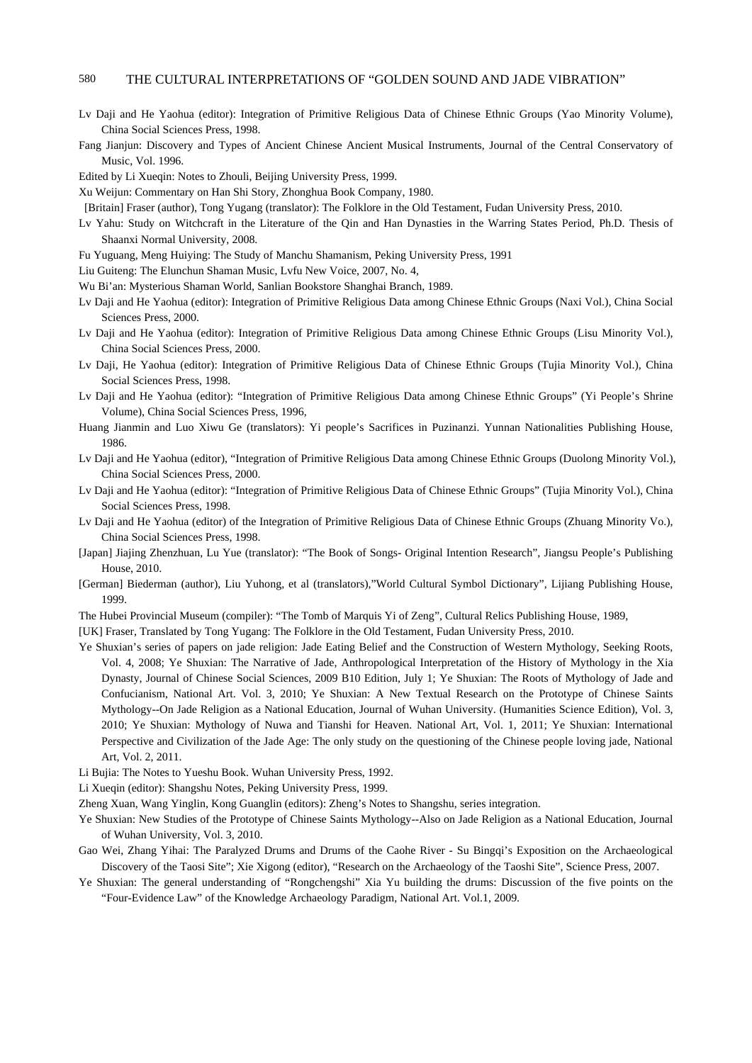Lv Daji and He Yaohua (editor): Integration of Primitive Religious Data of Chinese Ethnic Groups (Yao Minority Volume), China Social Sciences Press, 1998.

Fang Jianjun: Discovery and Types of Ancient Chinese Ancient Musical Instruments, Journal of the Central Conservatory of Music, Vol. 1996.

Edited by Li Xueqin: Notes to Zhouli, Beijing University Press, 1999.

Xu Weijun: Commentary on Han Shi Story, Zhonghua Book Company, 1980.

[Britain] Fraser (author), Tong Yugang (translator): The Folklore in the Old Testament, Fudan University Press, 2010.

Lv Yahu: Study on Witchcraft in the Literature of the Qin and Han Dynasties in the Warring States Period, Ph.D. Thesis of Shaanxi Normal University, 2008.

Fu Yuguang, Meng Huiying: The Study of Manchu Shamanism, Peking University Press, 1991

Liu Guiteng: The Elunchun Shaman Music, Lvfu New Voice, 2007, No. 4,

Wu Bi'an: Mysterious Shaman World, Sanlian Bookstore Shanghai Branch, 1989.

Lv Daji and He Yaohua (editor): Integration of Primitive Religious Data among Chinese Ethnic Groups (Naxi Vol.), China Social Sciences Press, 2000.

Lv Daji and He Yaohua (editor): Integration of Primitive Religious Data among Chinese Ethnic Groups (Lisu Minority Vol.), China Social Sciences Press, 2000.

Lv Daji, He Yaohua (editor): Integration of Primitive Religious Data of Chinese Ethnic Groups (Tujia Minority Vol.), China Social Sciences Press, 1998.

Lv Daji and He Yaohua (editor): "Integration of Primitive Religious Data among Chinese Ethnic Groups" (Yi People's Shrine Volume), China Social Sciences Press, 1996,

Huang Jianmin and Luo Xiwu Ge (translators): Yi people's Sacrifices in Puzinanzi. Yunnan Nationalities Publishing House, 1986.

Lv Daji and He Yaohua (editor), "Integration of Primitive Religious Data among Chinese Ethnic Groups (Duolong Minority Vol.), China Social Sciences Press, 2000.

Lv Daji and He Yaohua (editor): "Integration of Primitive Religious Data of Chinese Ethnic Groups" (Tujia Minority Vol.), China Social Sciences Press, 1998.

Lv Daji and He Yaohua (editor) of the Integration of Primitive Religious Data of Chinese Ethnic Groups (Zhuang Minority Vo.), China Social Sciences Press, 1998.

[Japan] Jiajing Zhenzhuan, Lu Yue (translator): "The Book of Songs- Original Intention Research", Jiangsu People's Publishing House, 2010.

[German] Biederman (author), Liu Yuhong, et al (translators),"World Cultural Symbol Dictionary", Lijiang Publishing House, 1999.

The Hubei Provincial Museum (compiler): "The Tomb of Marquis Yi of Zeng", Cultural Relics Publishing House, 1989,

[UK] Fraser, Translated by Tong Yugang: The Folklore in the Old Testament, Fudan University Press, 2010.

Ye Shuxian's series of papers on jade religion: Jade Eating Belief and the Construction of Western Mythology, Seeking Roots, Vol. 4, 2008; Ye Shuxian: The Narrative of Jade, Anthropological Interpretation of the History of Mythology in the Xia Dynasty, Journal of Chinese Social Sciences, 2009 B10 Edition, July 1; Ye Shuxian: The Roots of Mythology of Jade and Confucianism, National Art. Vol. 3, 2010; Ye Shuxian: A New Textual Research on the Prototype of Chinese Saints Mythology--On Jade Religion as a National Education, Journal of Wuhan University. (Humanities Science Edition), Vol. 3, 2010; Ye Shuxian: Mythology of Nuwa and Tianshi for Heaven. National Art, Vol. 1, 2011; Ye Shuxian: International Perspective and Civilization of the Jade Age: The only study on the questioning of the Chinese people loving jade, National Art, Vol. 2, 2011.

Li Bujia: The Notes to Yueshu Book. Wuhan University Press, 1992.

Li Xueqin (editor): Shangshu Notes, Peking University Press, 1999.

Zheng Xuan, Wang Yinglin, Kong Guanglin (editors): Zheng's Notes to Shangshu, series integration.

Ye Shuxian: New Studies of the Prototype of Chinese Saints Mythology--Also on Jade Religion as a National Education, Journal of Wuhan University, Vol. 3, 2010.

Gao Wei, Zhang Yihai: The Paralyzed Drums and Drums of the Caohe River - Su Bingqi's Exposition on the Archaeological Discovery of the Taosi Site"; Xie Xigong (editor), "Research on the Archaeology of the Taoshi Site", Science Press, 2007.

Ye Shuxian: The general understanding of "Rongchengshi" Xia Yu building the drums: Discussion of the five points on the "Four-Evidence Law" of the Knowledge Archaeology Paradigm, National Art. Vol.1, 2009.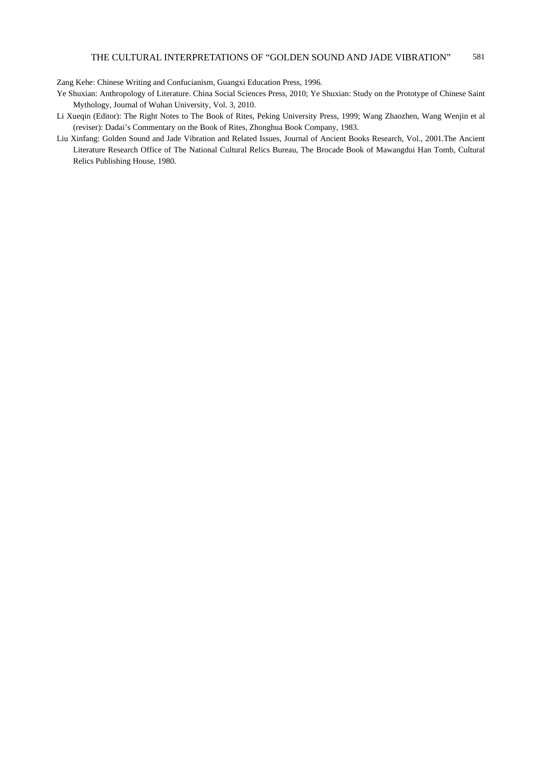Zang Kehe: Chinese Writing and Confucianism, Guangxi Education Press, 1996.

Ye Shuxian: Anthropology of Literature. China Social Sciences Press, 2010; Ye Shuxian: Study on the Prototype of Chinese Saint Mythology, Journal of Wuhan University, Vol. 3, 2010.

Li Xueqin (Editor): The Right Notes to The Book of Rites, Peking University Press, 1999; Wang Zhaozhen, Wang Wenjin et al (reviser): Dadai's Commentary on the Book of Rites, Zhonghua Book Company, 1983.

Liu Xinfang: Golden Sound and Jade Vibration and Related Issues, Journal of Ancient Books Research, Vol., 2001.The Ancient Literature Research Office of The National Cultural Relics Bureau, The Brocade Book of Mawangdui Han Tomb, Cultural Relics Publishing House, 1980.